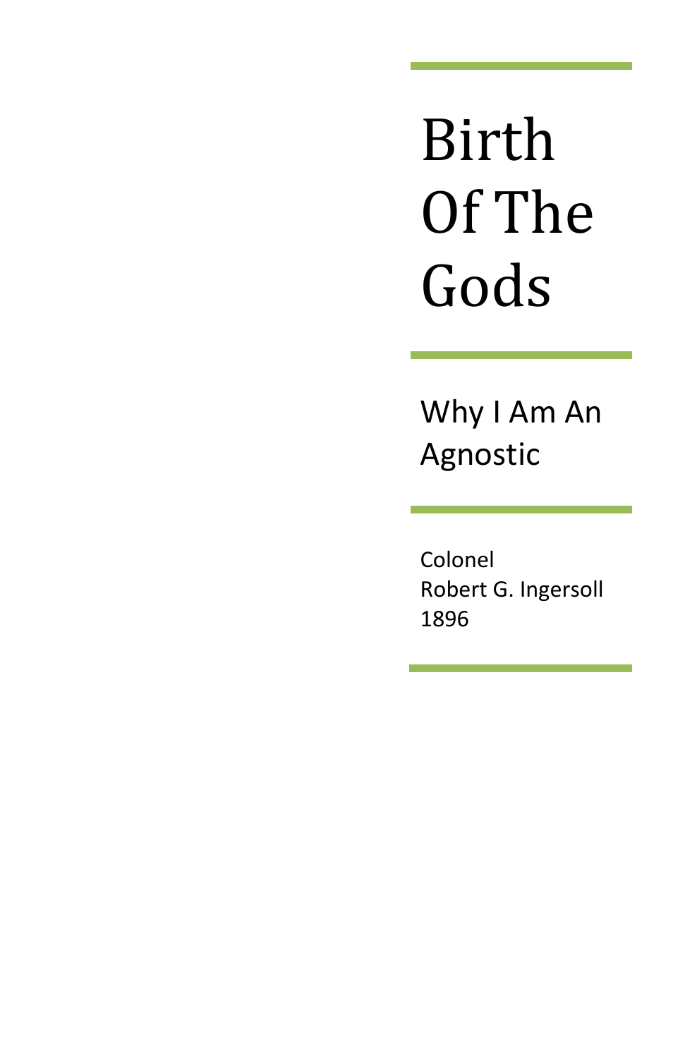# Birth Of The Gods

## Why I Am An Agnostic

Colonel
Robert G. Ingersoll
1896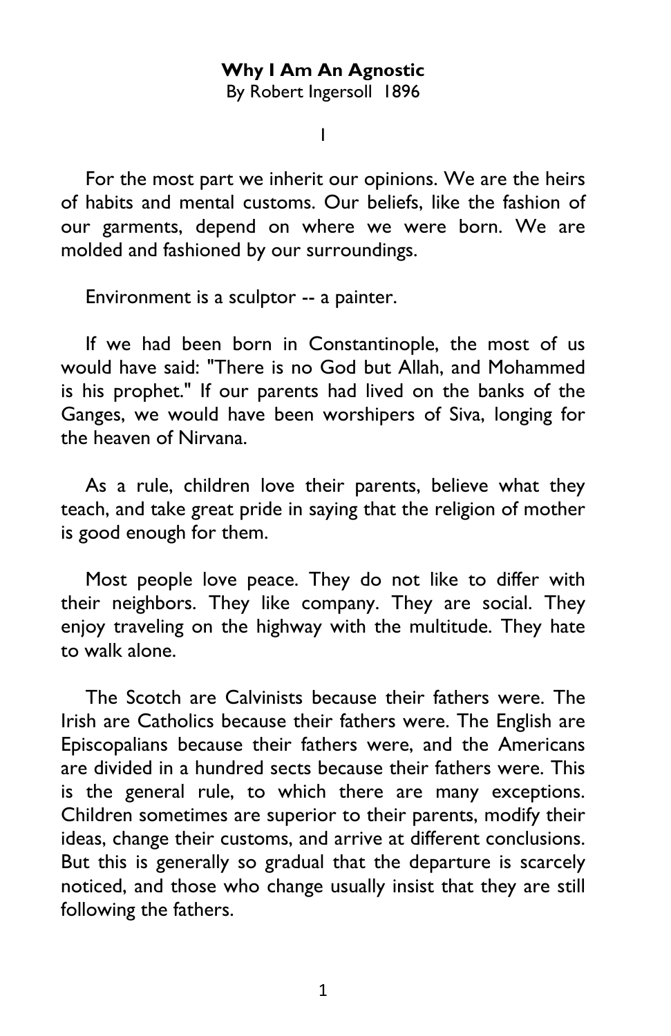# Why I Am An Agnostic

By Robert Ingersoll 1896

## I

For the most part we inherit our opinions. We are the heirs of habits and mental customs. Our beliefs, like the fashion of our garments, depend on where we were born. We are molded and fashioned by our surroundings.

Environment is a sculptor -- a painter.

If we had been born in Constantinople, the most of us would have said: "There is no God but Allah, and Mohammed is his prophet." If our parents had lived on the banks of the Ganges, we would have been worshipers of Siva, longing for the heaven of Nirvana.

As a rule, children love their parents, believe what they teach, and take great pride in saying that the religion of mother is good enough for them.

Most people love peace. They do not like to differ with their neighbors. They like company. They are social. They enjoy traveling on the highway with the multitude. They hate to walk alone.

The Scotch are Calvinists because their fathers were. The Irish are Catholics because their fathers were. The English are Episcopalians because their fathers were, and the Americans are divided in a hundred sects because their fathers were. This is the general rule, to which there are many exceptions. Children sometimes are superior to their parents, modify their ideas, change their customs, and arrive at different conclusions. But this is generally so gradual that the departure is scarcely noticed, and those who change usually insist that they are still following the fathers.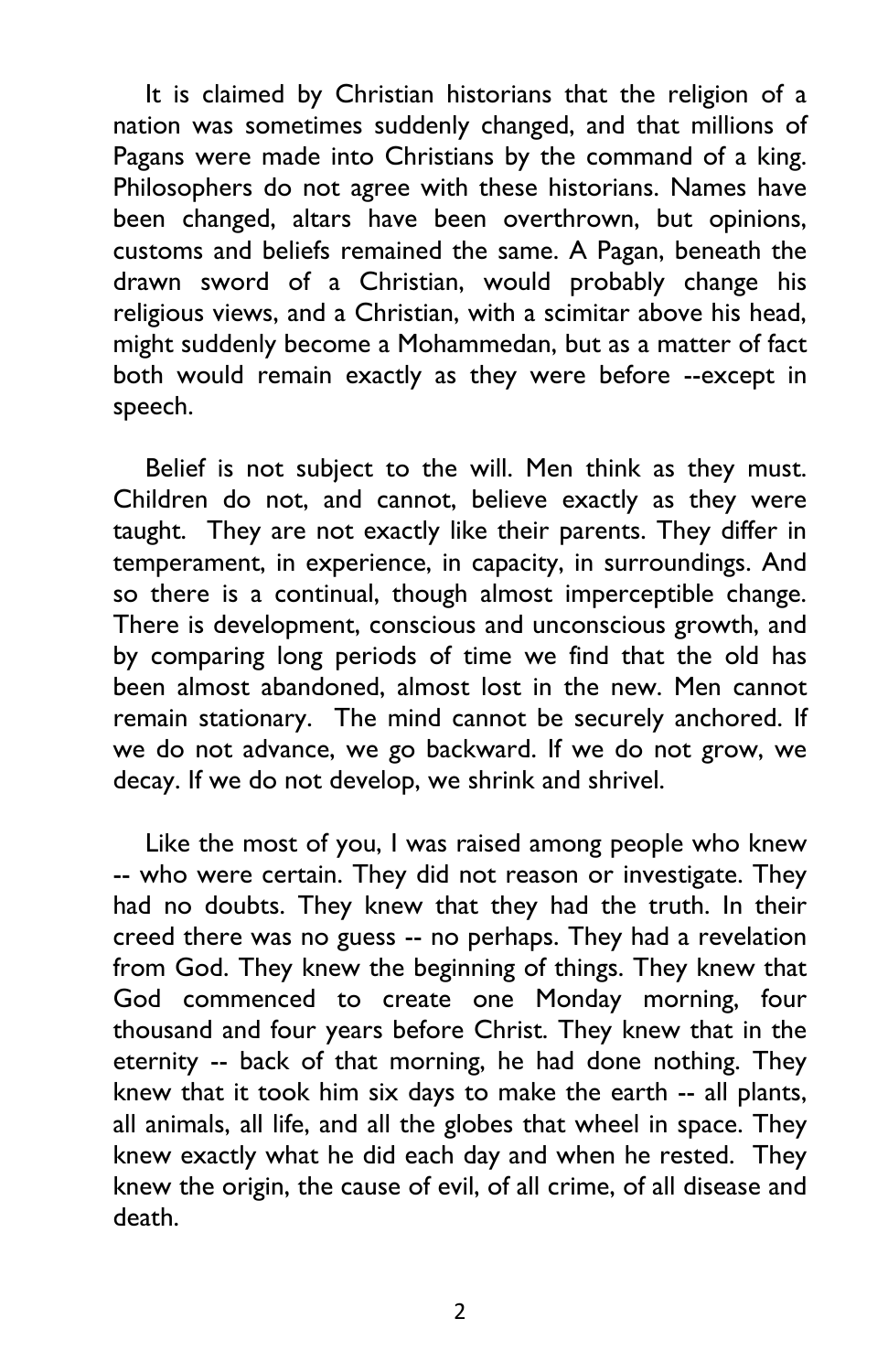It is claimed by Christian historians that the religion of a nation was sometimes suddenly changed, and that millions of Pagans were made into Christians by the command of a king. Philosophers do not agree with these historians. Names have been changed, altars have been overthrown, but opinions, customs and beliefs remained the same. A Pagan, beneath the drawn sword of a Christian, would probably change his religious views, and a Christian, with a scimitar above his head, might suddenly become a Mohammedan, but as a matter of fact both would remain exactly as they were before --except in speech.

Belief is not subject to the will. Men think as they must. Children do not, and cannot, believe exactly as they were taught. They are not exactly like their parents. They differ in temperament, in experience, in capacity, in surroundings. And so there is a continual, though almost imperceptible change. There is development, conscious and unconscious growth, and by comparing long periods of time we find that the old has been almost abandoned, almost lost in the new. Men cannot remain stationary. The mind cannot be securely anchored. If we do not advance, we go backward. If we do not grow, we decay. If we do not develop, we shrink and shrivel.

Like the most of you, I was raised among people who knew -- who were certain. They did not reason or investigate. They had no doubts. They knew that they had the truth. In their creed there was no guess -- no perhaps. They had a revelation from God. They knew the beginning of things. They knew that God commenced to create one Monday morning, four thousand and four years before Christ. They knew that in the eternity -- back of that morning, he had done nothing. They knew that it took him six days to make the earth -- all plants, all animals, all life, and all the globes that wheel in space. They knew exactly what he did each day and when he rested. They knew the origin, the cause of evil, of all crime, of all disease and death.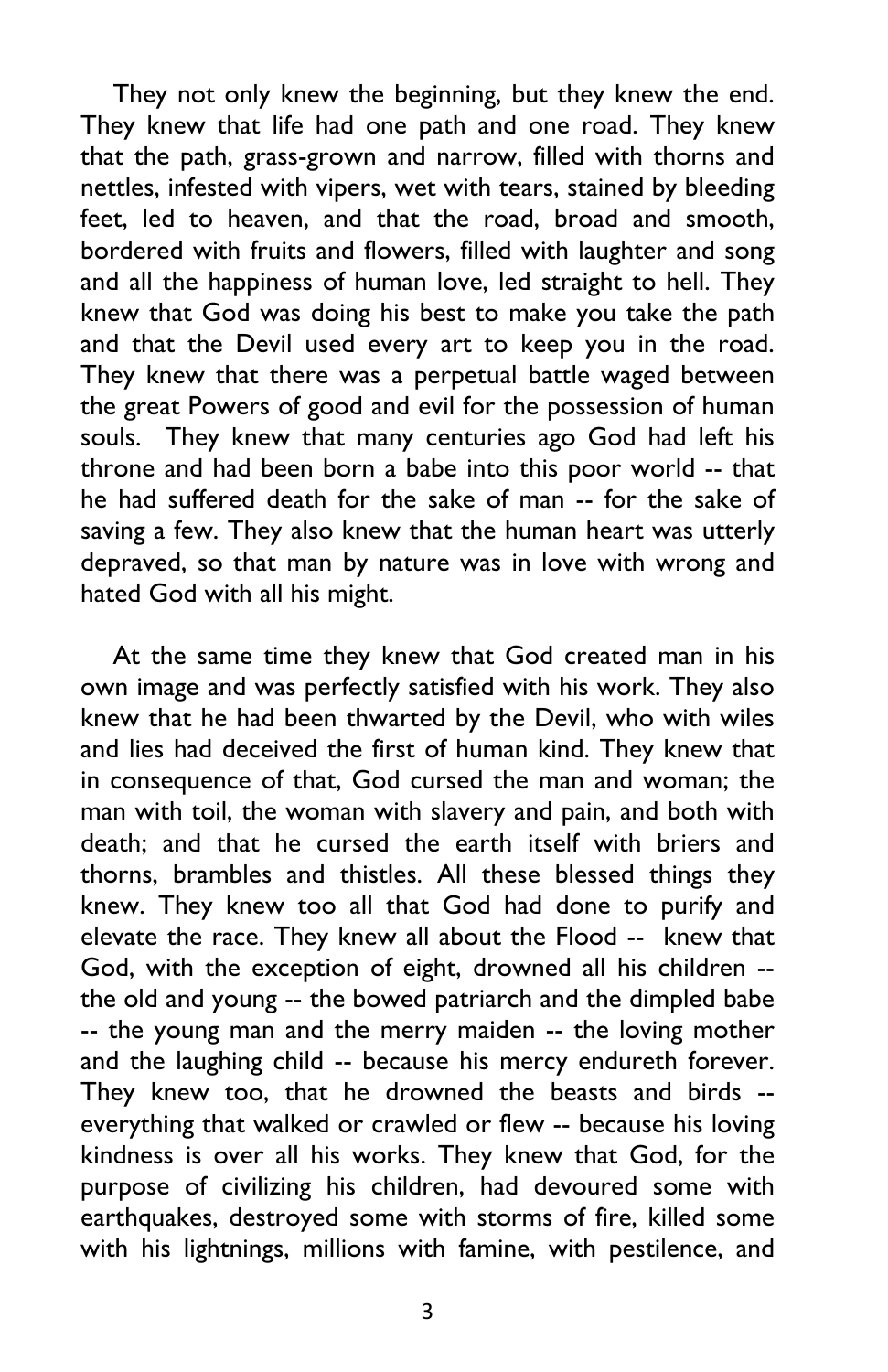They not only knew the beginning, but they knew the end. They knew that life had one path and one road. They knew that the path, grass-grown and narrow, filled with thorns and nettles, infested with vipers, wet with tears, stained by bleeding feet, led to heaven, and that the road, broad and smooth, bordered with fruits and flowers, filled with laughter and song and all the happiness of human love, led straight to hell. They knew that God was doing his best to make you take the path and that the Devil used every art to keep you in the road. They knew that there was a perpetual battle waged between the great Powers of good and evil for the possession of human souls. They knew that many centuries ago God had left his throne and had been born a babe into this poor world -- that he had suffered death for the sake of man -- for the sake of saving a few. They also knew that the human heart was utterly depraved, so that man by nature was in love with wrong and hated God with all his might.

At the same time they knew that God created man in his own image and was perfectly satisfied with his work. They also knew that he had been thwarted by the Devil, who with wiles and lies had deceived the first of human kind. They knew that in consequence of that, God cursed the man and woman; the man with toil, the woman with slavery and pain, and both with death; and that he cursed the earth itself with briers and thorns, brambles and thistles. All these blessed things they knew. They knew too all that God had done to purify and elevate the race. They knew all about the Flood -- knew that God, with the exception of eight, drowned all his children -- the old and young -- the bowed patriarch and the dimpled babe -- the young man and the merry maiden -- the loving mother and the laughing child -- because his mercy endureth forever. They knew too, that he drowned the beasts and birds -- everything that walked or crawled or flew -- because his loving kindness is over all his works. They knew that God, for the purpose of civilizing his children, had devoured some with earthquakes, destroyed some with storms of fire, killed some with his lightnings, millions with famine, with pestilence, and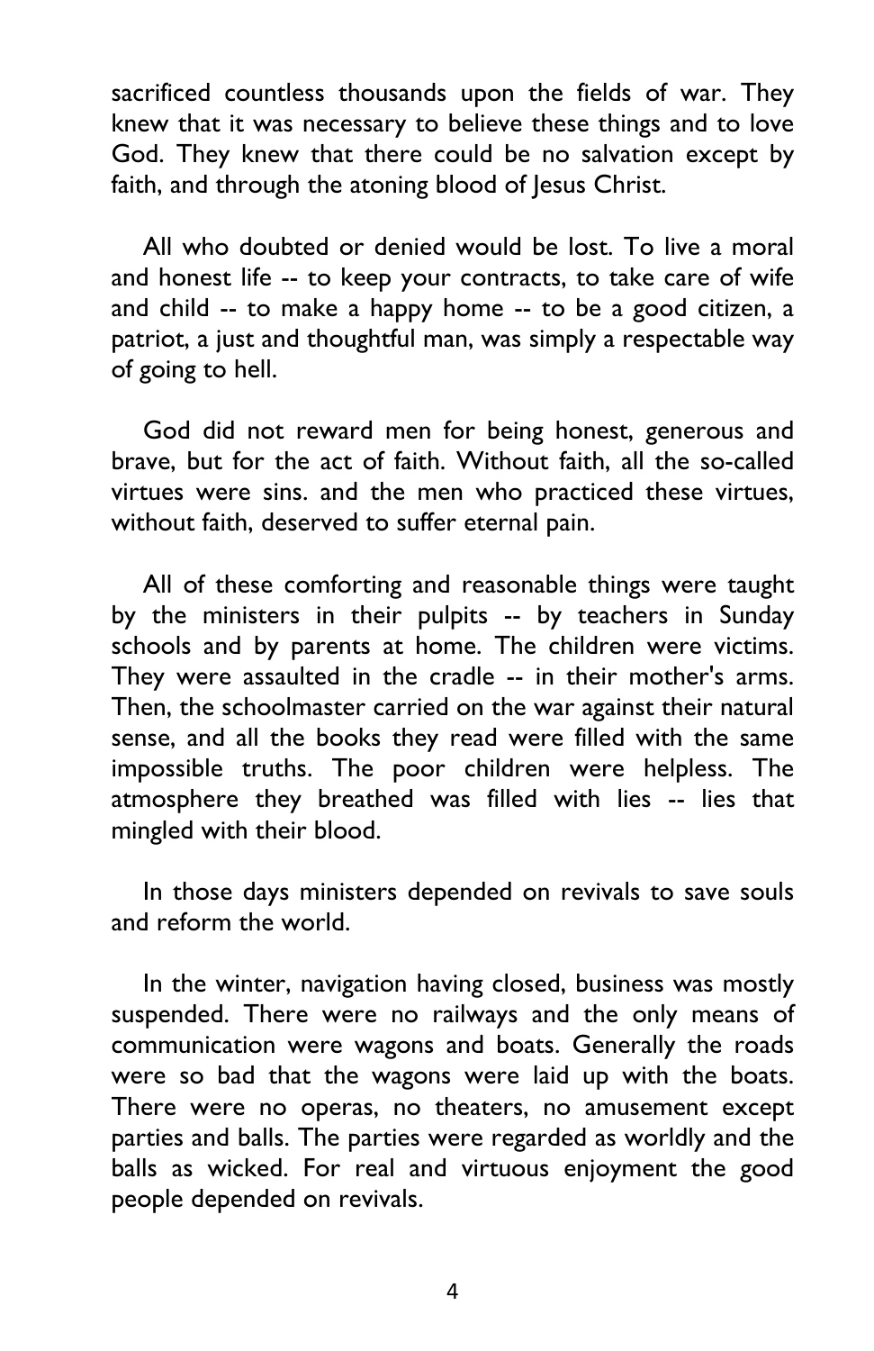sacrificed countless thousands upon the fields of war. They knew that it was necessary to believe these things and to love God. They knew that there could be no salvation except by faith, and through the atoning blood of Jesus Christ.

All who doubted or denied would be lost. To live a moral and honest life -- to keep your contracts, to take care of wife and child -- to make a happy home -- to be a good citizen, a patriot, a just and thoughtful man, was simply a respectable way of going to hell.

God did not reward men for being honest, generous and brave, but for the act of faith. Without faith, all the so-called virtues were sins. and the men who practiced these virtues, without faith, deserved to suffer eternal pain.

All of these comforting and reasonable things were taught by the ministers in their pulpits -- by teachers in Sunday schools and by parents at home. The children were victims. They were assaulted in the cradle -- in their mother's arms. Then, the schoolmaster carried on the war against their natural sense, and all the books they read were filled with the same impossible truths. The poor children were helpless. The atmosphere they breathed was filled with lies -- lies that mingled with their blood.

In those days ministers depended on revivals to save souls and reform the world.

In the winter, navigation having closed, business was mostly suspended. There were no railways and the only means of communication were wagons and boats. Generally the roads were so bad that the wagons were laid up with the boats. There were no operas, no theaters, no amusement except parties and balls. The parties were regarded as worldly and the balls as wicked. For real and virtuous enjoyment the good people depended on revivals.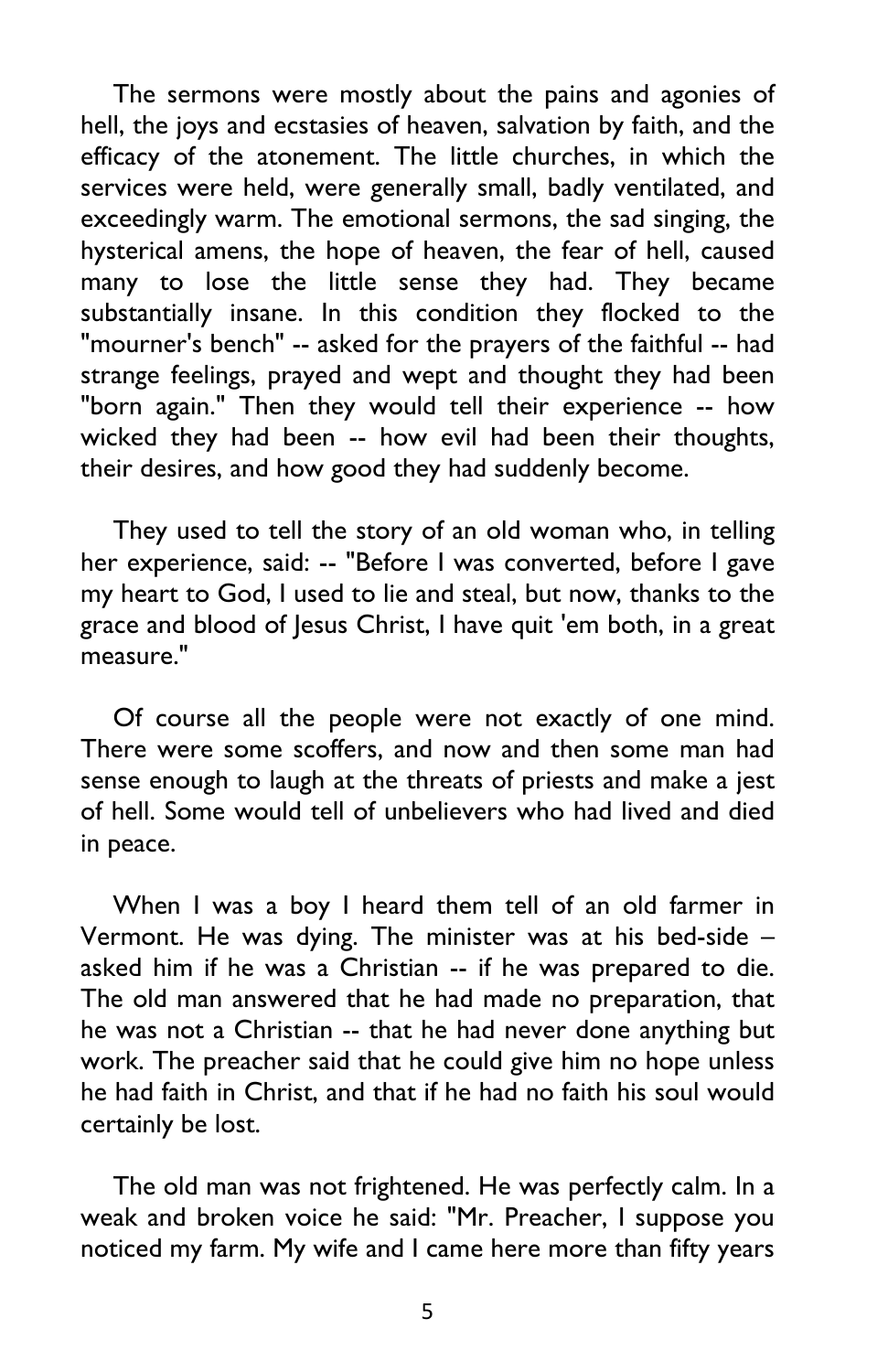The sermons were mostly about the pains and agonies of hell, the joys and ecstasies of heaven, salvation by faith, and the efficacy of the atonement. The little churches, in which the services were held, were generally small, badly ventilated, and exceedingly warm. The emotional sermons, the sad singing, the hysterical amens, the hope of heaven, the fear of hell, caused many to lose the little sense they had. They became substantially insane. In this condition they flocked to the "mourner's bench" -- asked for the prayers of the faithful -- had strange feelings, prayed and wept and thought they had been "born again." Then they would tell their experience -- how wicked they had been -- how evil had been their thoughts, their desires, and how good they had suddenly become.

They used to tell the story of an old woman who, in telling her experience, said: -- "Before I was converted, before I gave my heart to God, I used to lie and steal, but now, thanks to the grace and blood of Jesus Christ, I have quit 'em both, in a great measure."

Of course all the people were not exactly of one mind. There were some scoffers, and now and then some man had sense enough to laugh at the threats of priests and make a jest of hell. Some would tell of unbelievers who had lived and died in peace.

When I was a boy I heard them tell of an old farmer in Vermont. He was dying. The minister was at his bed-side – asked him if he was a Christian -- if he was prepared to die. The old man answered that he had made no preparation, that he was not a Christian -- that he had never done anything but work. The preacher said that he could give him no hope unless he had faith in Christ, and that if he had no faith his soul would certainly be lost.

The old man was not frightened. He was perfectly calm. In a weak and broken voice he said: "Mr. Preacher, I suppose you noticed my farm. My wife and I came here more than fifty years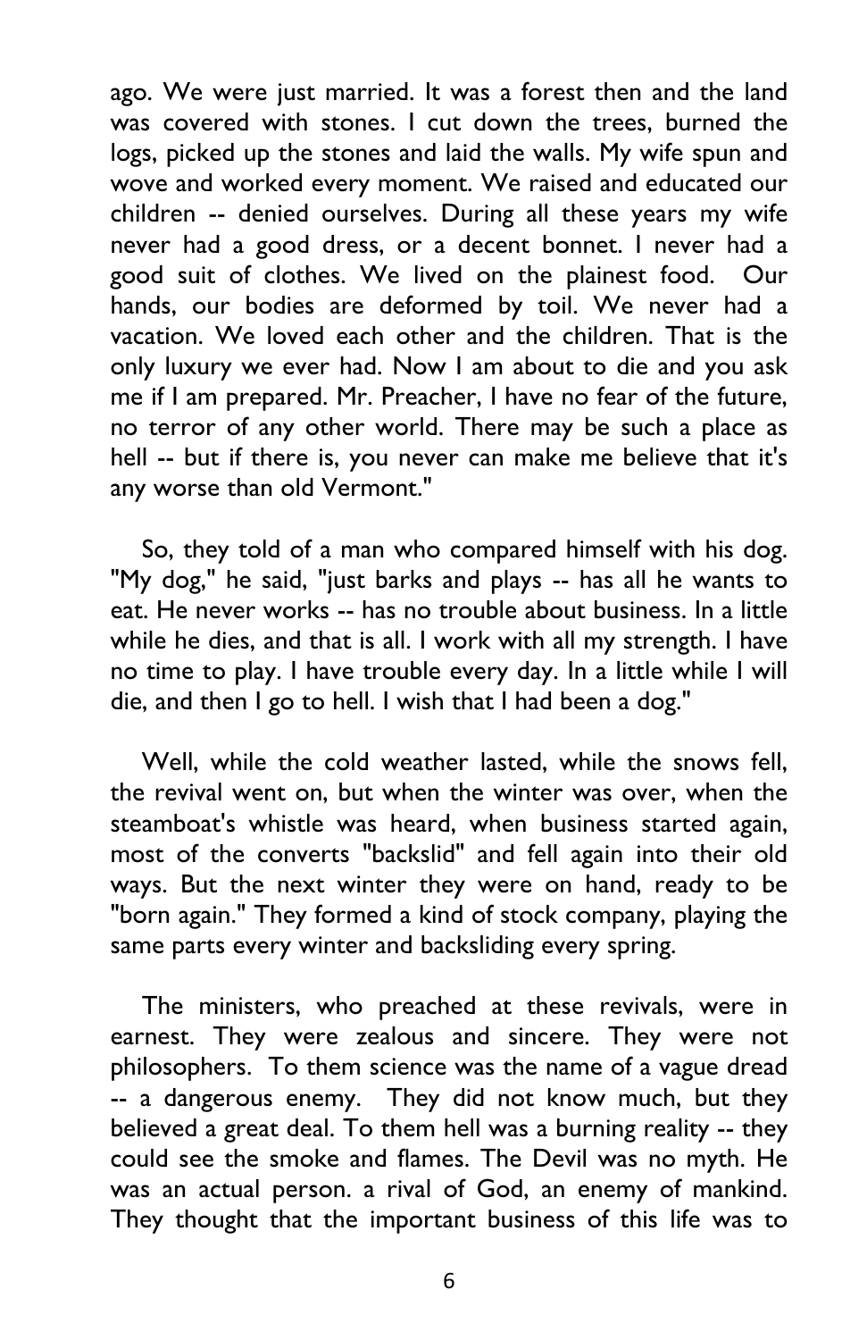ago. We were just married. It was a forest then and the land was covered with stones. I cut down the trees, burned the logs, picked up the stones and laid the walls. My wife spun and wove and worked every moment. We raised and educated our children -- denied ourselves. During all these years my wife never had a good dress, or a decent bonnet. I never had a good suit of clothes. We lived on the plainest food. Our hands, our bodies are deformed by toil. We never had a vacation. We loved each other and the children. That is the only luxury we ever had. Now I am about to die and you ask me if I am prepared. Mr. Preacher, I have no fear of the future, no terror of any other world. There may be such a place as hell -- but if there is, you never can make me believe that it's any worse than old Vermont."

So, they told of a man who compared himself with his dog. "My dog," he said, "just barks and plays -- has all he wants to eat. He never works -- has no trouble about business. In a little while he dies, and that is all. I work with all my strength. I have no time to play. I have trouble every day. In a little while I will die, and then I go to hell. I wish that I had been a dog."

Well, while the cold weather lasted, while the snows fell, the revival went on, but when the winter was over, when the steamboat's whistle was heard, when business started again, most of the converts "backslid" and fell again into their old ways. But the next winter they were on hand, ready to be "born again." They formed a kind of stock company, playing the same parts every winter and backsliding every spring.

The ministers, who preached at these revivals, were in earnest. They were zealous and sincere. They were not philosophers. To them science was the name of a vague dread -- a dangerous enemy. They did not know much, but they believed a great deal. To them hell was a burning reality -- they could see the smoke and flames. The Devil was no myth. He was an actual person. a rival of God, an enemy of mankind. They thought that the important business of this life was to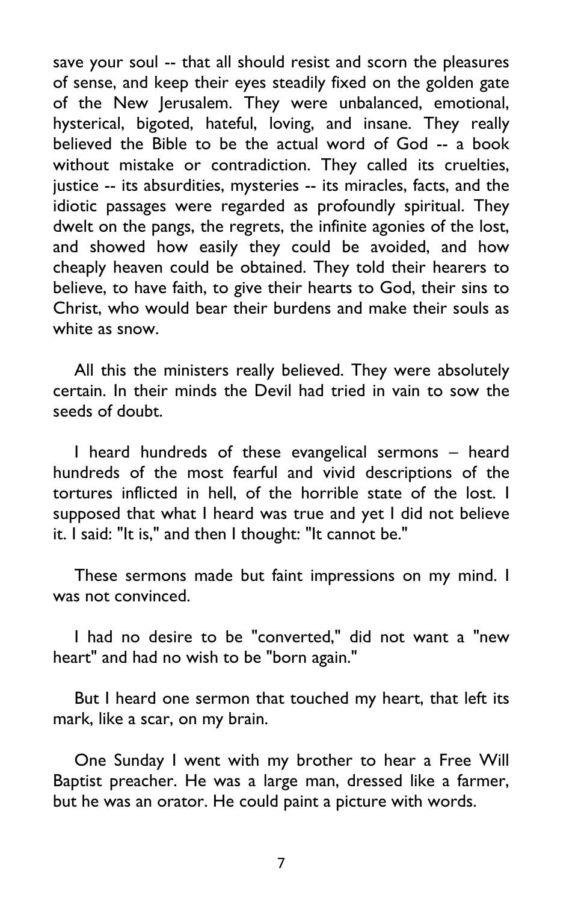save your soul -- that all should resist and scorn the pleasures of sense, and keep their eyes steadily fixed on the golden gate of the New Jerusalem. They were unbalanced, emotional, hysterical, bigoted, hateful, loving, and insane. They really believed the Bible to be the actual word of God -- a book without mistake or contradiction. They called its cruelties, justice -- its absurdities, mysteries -- its miracles, facts, and the idiotic passages were regarded as profoundly spiritual. They dwelt on the pangs, the regrets, the infinite agonies of the lost, and showed how easily they could be avoided, and how cheaply heaven could be obtained. They told their hearers to believe, to have faith, to give their hearts to God, their sins to Christ, who would bear their burdens and make their souls as white as snow.

All this the ministers really believed. They were absolutely certain. In their minds the Devil had tried in vain to sow the seeds of doubt.

I heard hundreds of these evangelical sermons – heard hundreds of the most fearful and vivid descriptions of the tortures inflicted in hell, of the horrible state of the lost. I supposed that what I heard was true and yet I did not believe it. I said: "It is," and then I thought: "It cannot be."

These sermons made but faint impressions on my mind. I was not convinced.

I had no desire to be "converted," did not want a "new heart" and had no wish to be "born again."

But I heard one sermon that touched my heart, that left its mark, like a scar, on my brain.

One Sunday I went with my brother to hear a Free Will Baptist preacher. He was a large man, dressed like a farmer, but he was an orator. He could paint a picture with words.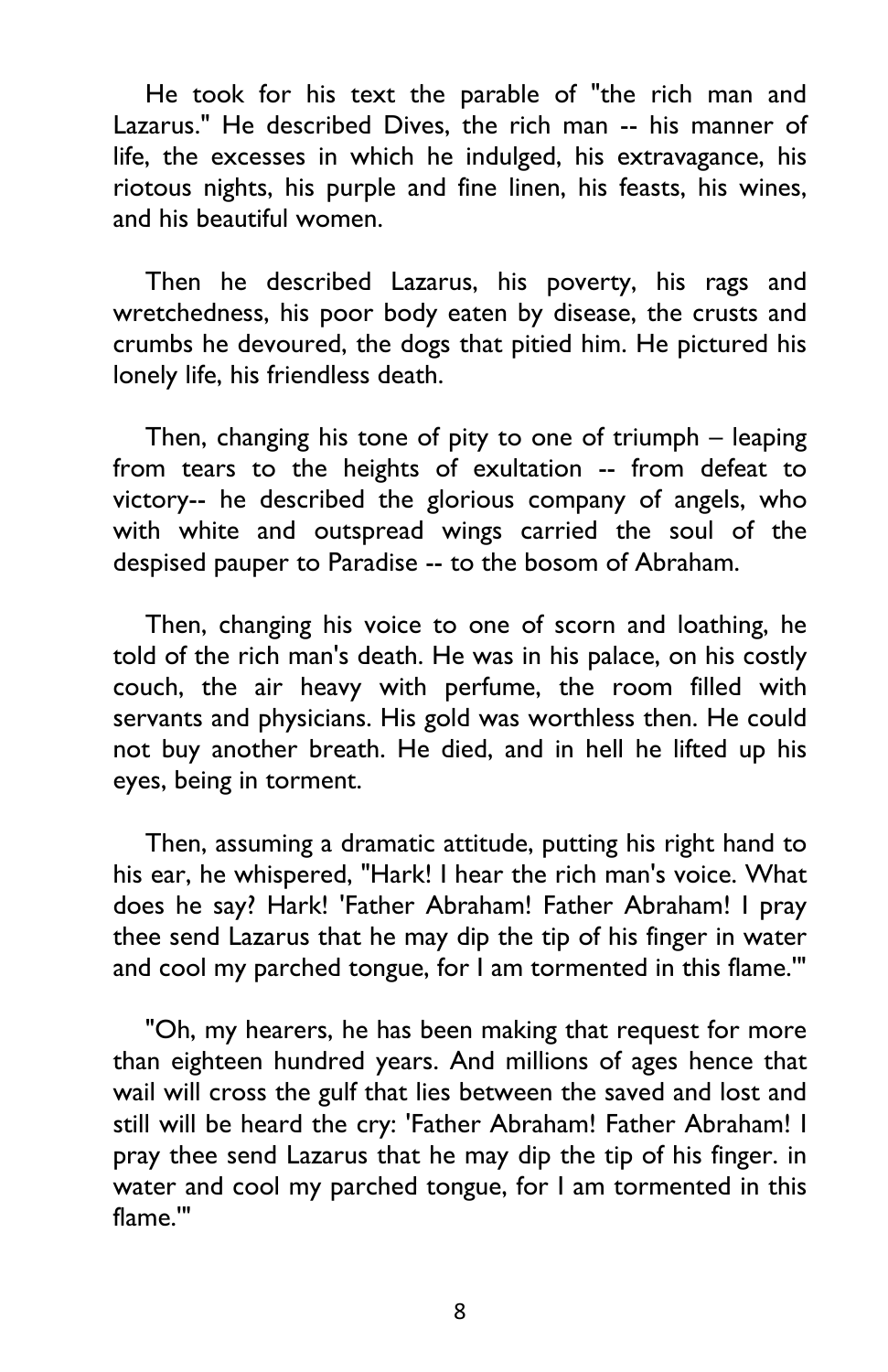He took for his text the parable of "the rich man and Lazarus." He described Dives, the rich man -- his manner of life, the excesses in which he indulged, his extravagance, his riotous nights, his purple and fine linen, his feasts, his wines, and his beautiful women.

Then he described Lazarus, his poverty, his rags and wretchedness, his poor body eaten by disease, the crusts and crumbs he devoured, the dogs that pitied him. He pictured his lonely life, his friendless death.

Then, changing his tone of pity to one of triumph – leaping from tears to the heights of exultation -- from defeat to victory-- he described the glorious company of angels, who with white and outspread wings carried the soul of the despised pauper to Paradise -- to the bosom of Abraham.

Then, changing his voice to one of scorn and loathing, he told of the rich man's death. He was in his palace, on his costly couch, the air heavy with perfume, the room filled with servants and physicians. His gold was worthless then. He could not buy another breath. He died, and in hell he lifted up his eyes, being in torment.

Then, assuming a dramatic attitude, putting his right hand to his ear, he whispered, "Hark! I hear the rich man's voice. What does he say? Hark! 'Father Abraham! Father Abraham! I pray thee send Lazarus that he may dip the tip of his finger in water and cool my parched tongue, for I am tormented in this flame.'"

"Oh, my hearers, he has been making that request for more than eighteen hundred years. And millions of ages hence that wail will cross the gulf that lies between the saved and lost and still will be heard the cry: 'Father Abraham! Father Abraham! I pray thee send Lazarus that he may dip the tip of his finger. in water and cool my parched tongue, for I am tormented in this flame.'"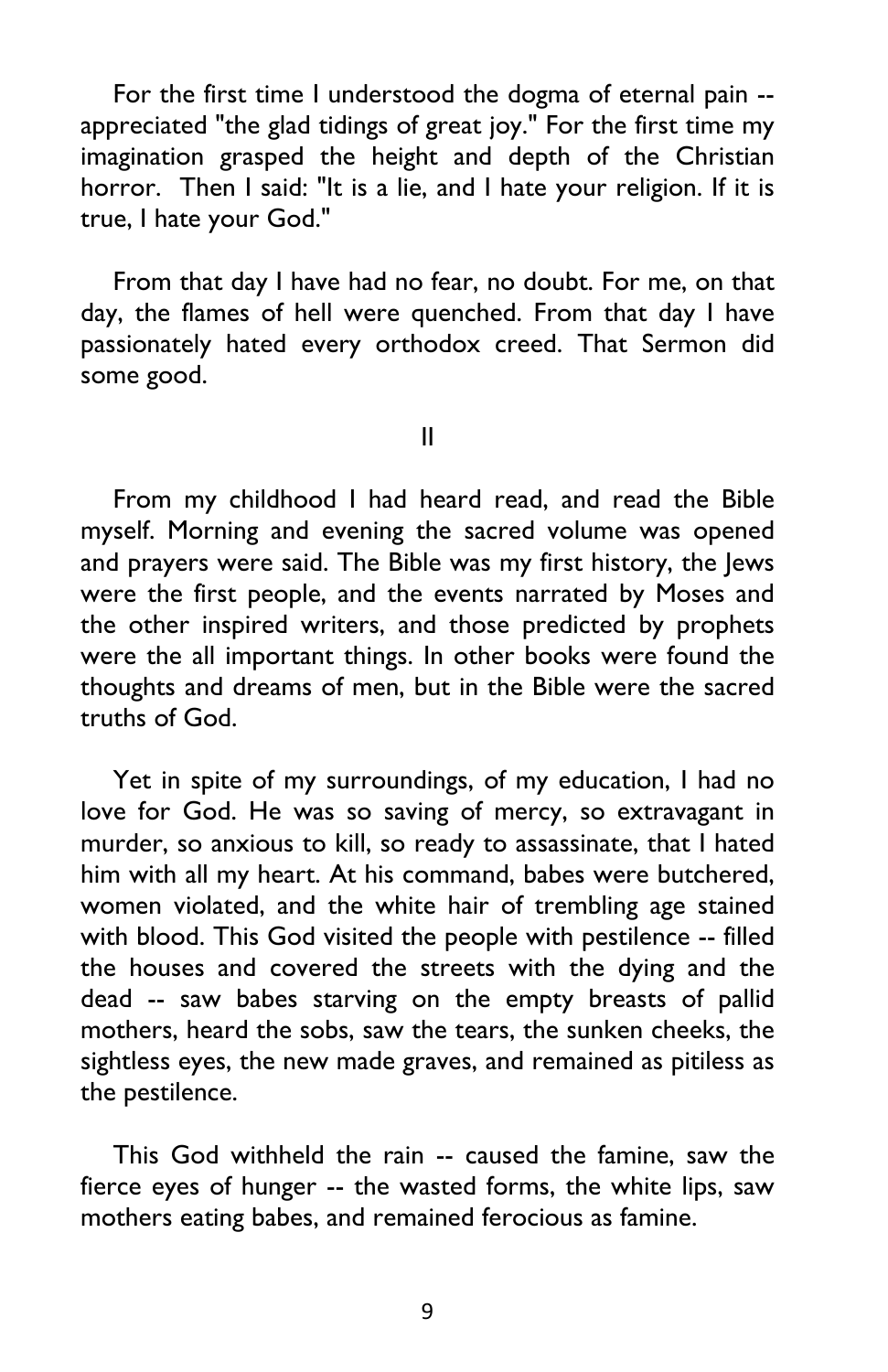For the first time I understood the dogma of eternal pain -- appreciated "the glad tidings of great joy." For the first time my imagination grasped the height and depth of the Christian horror. Then I said: "It is a lie, and I hate your religion. If it is true, I hate your God."

From that day I have had no fear, no doubt. For me, on that day, the flames of hell were quenched. From that day I have passionately hated every orthodox creed. That Sermon did some good.

## II

From my childhood I had heard read, and read the Bible myself. Morning and evening the sacred volume was opened and prayers were said. The Bible was my first history, the Jews were the first people, and the events narrated by Moses and the other inspired writers, and those predicted by prophets were the all important things. In other books were found the thoughts and dreams of men, but in the Bible were the sacred truths of God.

Yet in spite of my surroundings, of my education, I had no love for God. He was so saving of mercy, so extravagant in murder, so anxious to kill, so ready to assassinate, that I hated him with all my heart. At his command, babes were butchered, women violated, and the white hair of trembling age stained with blood. This God visited the people with pestilence -- filled the houses and covered the streets with the dying and the dead -- saw babes starving on the empty breasts of pallid mothers, heard the sobs, saw the tears, the sunken cheeks, the sightless eyes, the new made graves, and remained as pitiless as the pestilence.

This God withheld the rain -- caused the famine, saw the fierce eyes of hunger -- the wasted forms, the white lips, saw mothers eating babes, and remained ferocious as famine.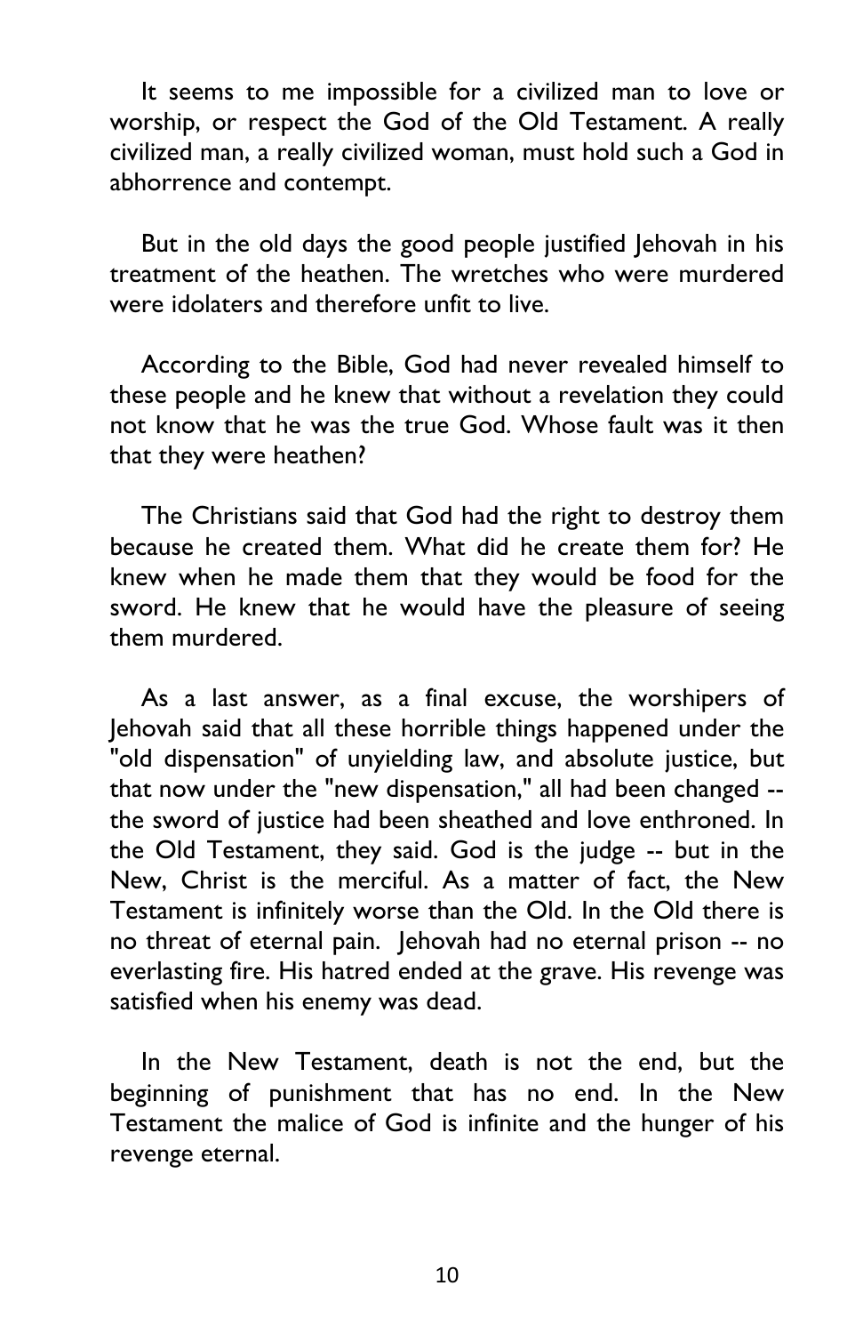It seems to me impossible for a civilized man to love or worship, or respect the God of the Old Testament. A really civilized man, a really civilized woman, must hold such a God in abhorrence and contempt.

But in the old days the good people justified Jehovah in his treatment of the heathen. The wretches who were murdered were idolaters and therefore unfit to live.

According to the Bible, God had never revealed himself to these people and he knew that without a revelation they could not know that he was the true God. Whose fault was it then that they were heathen?

The Christians said that God had the right to destroy them because he created them. What did he create them for? He knew when he made them that they would be food for the sword. He knew that he would have the pleasure of seeing them murdered.

As a last answer, as a final excuse, the worshipers of Jehovah said that all these horrible things happened under the "old dispensation" of unyielding law, and absolute justice, but that now under the "new dispensation," all had been changed -- the sword of justice had been sheathed and love enthroned. In the Old Testament, they said. God is the judge -- but in the New, Christ is the merciful. As a matter of fact, the New Testament is infinitely worse than the Old. In the Old there is no threat of eternal pain. Jehovah had no eternal prison -- no everlasting fire. His hatred ended at the grave. His revenge was satisfied when his enemy was dead.

In the New Testament, death is not the end, but the beginning of punishment that has no end. In the New Testament the malice of God is infinite and the hunger of his revenge eternal.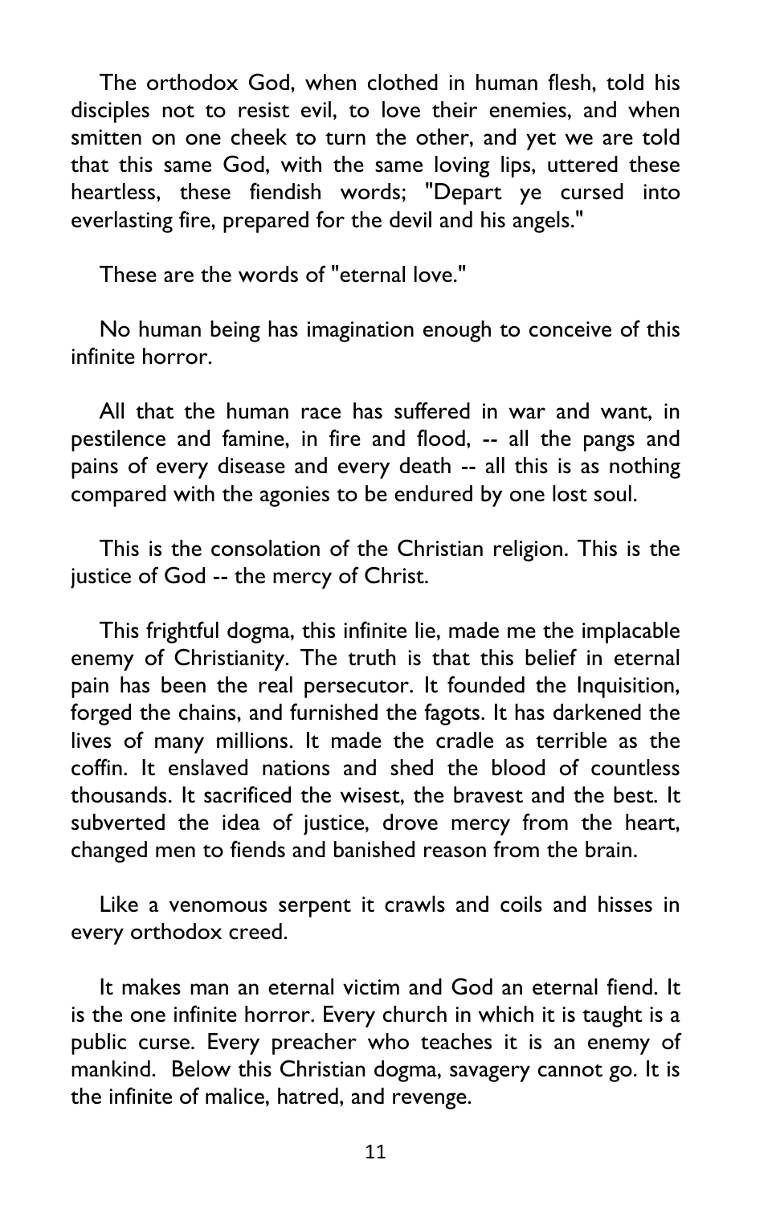The orthodox God, when clothed in human flesh, told his disciples not to resist evil, to love their enemies, and when smitten on one cheek to turn the other, and yet we are told that this same God, with the same loving lips, uttered these heartless, these fiendish words; "Depart ye cursed into everlasting fire, prepared for the devil and his angels."

These are the words of "eternal love."

No human being has imagination enough to conceive of this infinite horror.

All that the human race has suffered in war and want, in pestilence and famine, in fire and flood, -- all the pangs and pains of every disease and every death -- all this is as nothing compared with the agonies to be endured by one lost soul.

This is the consolation of the Christian religion. This is the justice of God -- the mercy of Christ.

This frightful dogma, this infinite lie, made me the implacable enemy of Christianity. The truth is that this belief in eternal pain has been the real persecutor. It founded the Inquisition, forged the chains, and furnished the fagots. It has darkened the lives of many millions. It made the cradle as terrible as the coffin. It enslaved nations and shed the blood of countless thousands. It sacrificed the wisest, the bravest and the best. It subverted the idea of justice, drove mercy from the heart, changed men to fiends and banished reason from the brain.

Like a venomous serpent it crawls and coils and hisses in every orthodox creed.

It makes man an eternal victim and God an eternal fiend. It is the one infinite horror. Every church in which it is taught is a public curse. Every preacher who teaches it is an enemy of mankind. Below this Christian dogma, savagery cannot go. It is the infinite of malice, hatred, and revenge.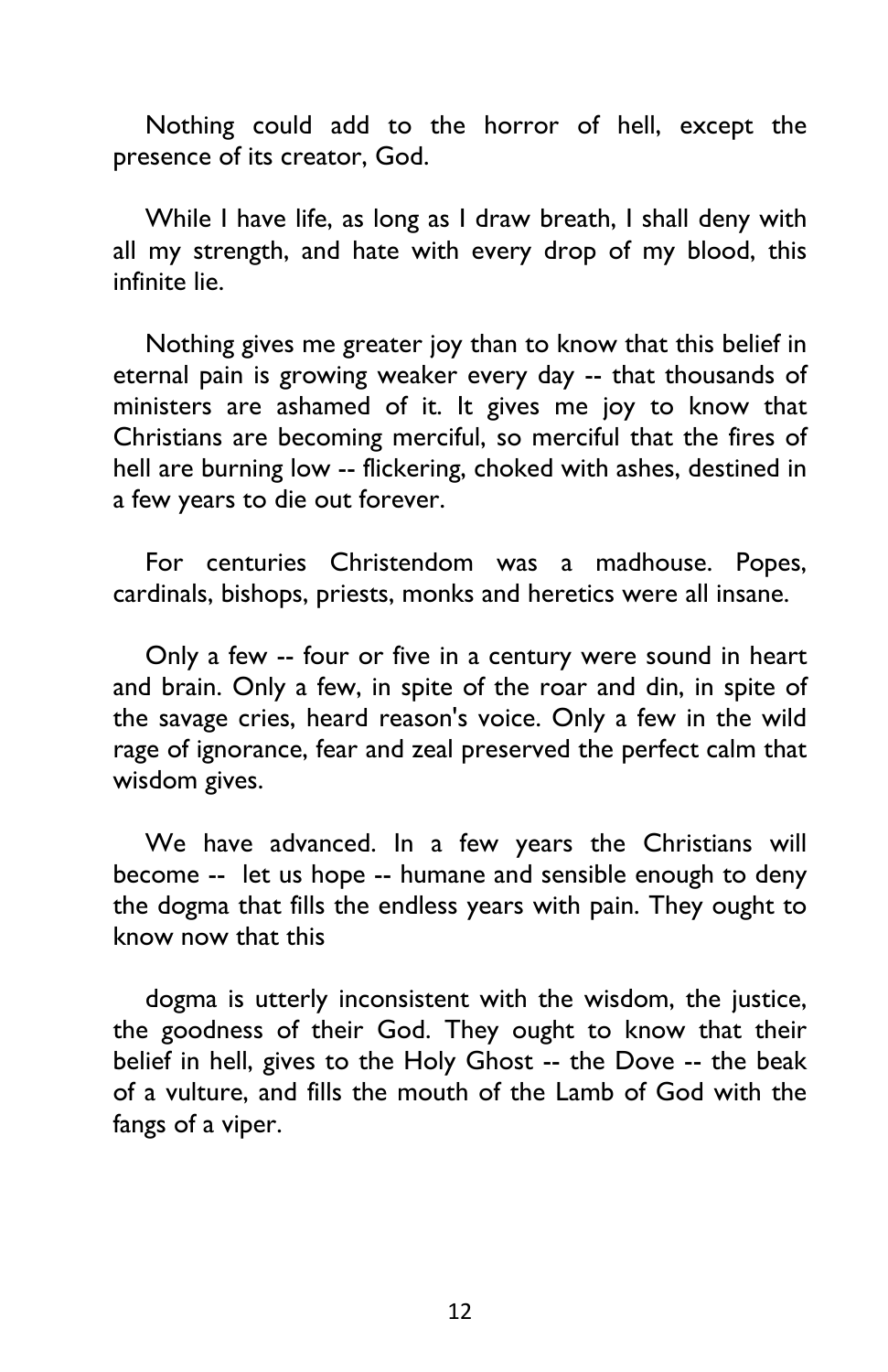Nothing could add to the horror of hell, except the presence of its creator, God.

While I have life, as long as I draw breath, I shall deny with all my strength, and hate with every drop of my blood, this infinite lie.

Nothing gives me greater joy than to know that this belief in eternal pain is growing weaker every day -- that thousands of ministers are ashamed of it. It gives me joy to know that Christians are becoming merciful, so merciful that the fires of hell are burning low -- flickering, choked with ashes, destined in a few years to die out forever.

For centuries Christendom was a madhouse. Popes, cardinals, bishops, priests, monks and heretics were all insane.

Only a few -- four or five in a century were sound in heart and brain. Only a few, in spite of the roar and din, in spite of the savage cries, heard reason's voice. Only a few in the wild rage of ignorance, fear and zeal preserved the perfect calm that wisdom gives.

We have advanced. In a few years the Christians will become -- let us hope -- humane and sensible enough to deny the dogma that fills the endless years with pain. They ought to know now that this dogma is utterly inconsistent with the wisdom, the justice, the goodness of their God. They ought to know that their belief in hell, gives to the Holy Ghost -- the Dove -- the beak of a vulture, and fills the mouth of the Lamb of God with the fangs of a viper.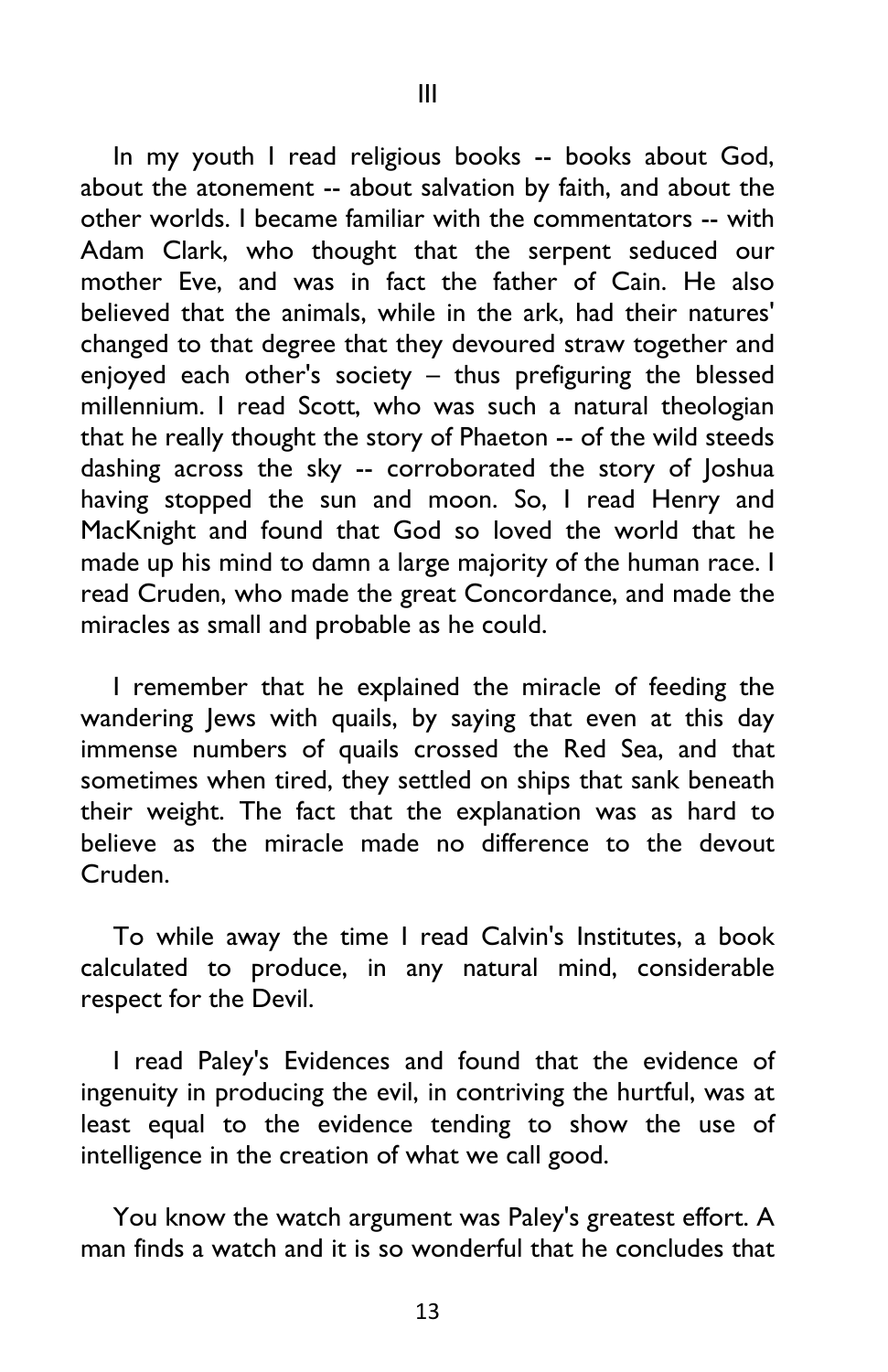## III

In my youth I read religious books -- books about God, about the atonement -- about salvation by faith, and about the other worlds. I became familiar with the commentators -- with Adam Clark, who thought that the serpent seduced our mother Eve, and was in fact the father of Cain. He also believed that the animals, while in the ark, had their natures' changed to that degree that they devoured straw together and enjoyed each other's society – thus prefiguring the blessed millennium. I read Scott, who was such a natural theologian that he really thought the story of Phaeton -- of the wild steeds dashing across the sky -- corroborated the story of Joshua having stopped the sun and moon. So, I read Henry and MacKnight and found that God so loved the world that he made up his mind to damn a large majority of the human race. I read Cruden, who made the great Concordance, and made the miracles as small and probable as he could.

I remember that he explained the miracle of feeding the wandering Jews with quails, by saying that even at this day immense numbers of quails crossed the Red Sea, and that sometimes when tired, they settled on ships that sank beneath their weight. The fact that the explanation was as hard to believe as the miracle made no difference to the devout Cruden.

To while away the time I read Calvin's Institutes, a book calculated to produce, in any natural mind, considerable respect for the Devil.

I read Paley's Evidences and found that the evidence of ingenuity in producing the evil, in contriving the hurtful, was at least equal to the evidence tending to show the use of intelligence in the creation of what we call good.

You know the watch argument was Paley's greatest effort. A man finds a watch and it is so wonderful that he concludes that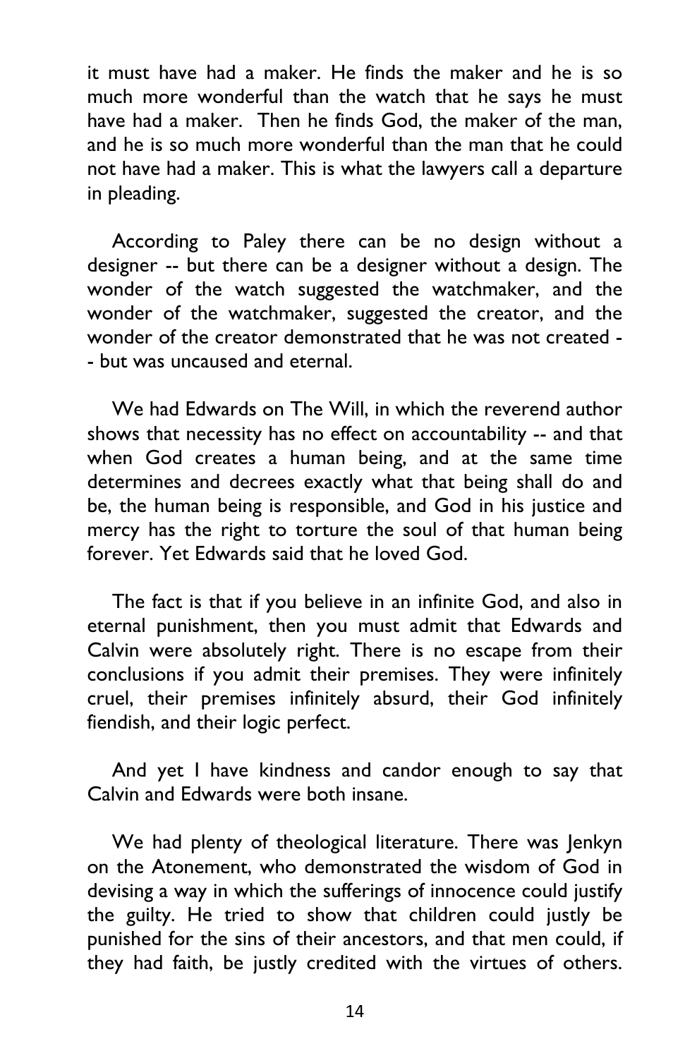it must have had a maker. He finds the maker and he is so much more wonderful than the watch that he says he must have had a maker. Then he finds God, the maker of the man, and he is so much more wonderful than the man that he could not have had a maker. This is what the lawyers call a departure in pleading.

According to Paley there can be no design without a designer -- but there can be a designer without a design. The wonder of the watch suggested the watchmaker, and the wonder of the watchmaker, suggested the creator, and the wonder of the creator demonstrated that he was not created -- but was uncaused and eternal.

We had Edwards on The Will, in which the reverend author shows that necessity has no effect on accountability -- and that when God creates a human being, and at the same time determines and decrees exactly what that being shall do and be, the human being is responsible, and God in his justice and mercy has the right to torture the soul of that human being forever. Yet Edwards said that he loved God.

The fact is that if you believe in an infinite God, and also in eternal punishment, then you must admit that Edwards and Calvin were absolutely right. There is no escape from their conclusions if you admit their premises. They were infinitely cruel, their premises infinitely absurd, their God infinitely fiendish, and their logic perfect.

And yet I have kindness and candor enough to say that Calvin and Edwards were both insane.

We had plenty of theological literature. There was Jenkyn on the Atonement, who demonstrated the wisdom of God in devising a way in which the sufferings of innocence could justify the guilty. He tried to show that children could justly be punished for the sins of their ancestors, and that men could, if they had faith, be justly credited with the virtues of others.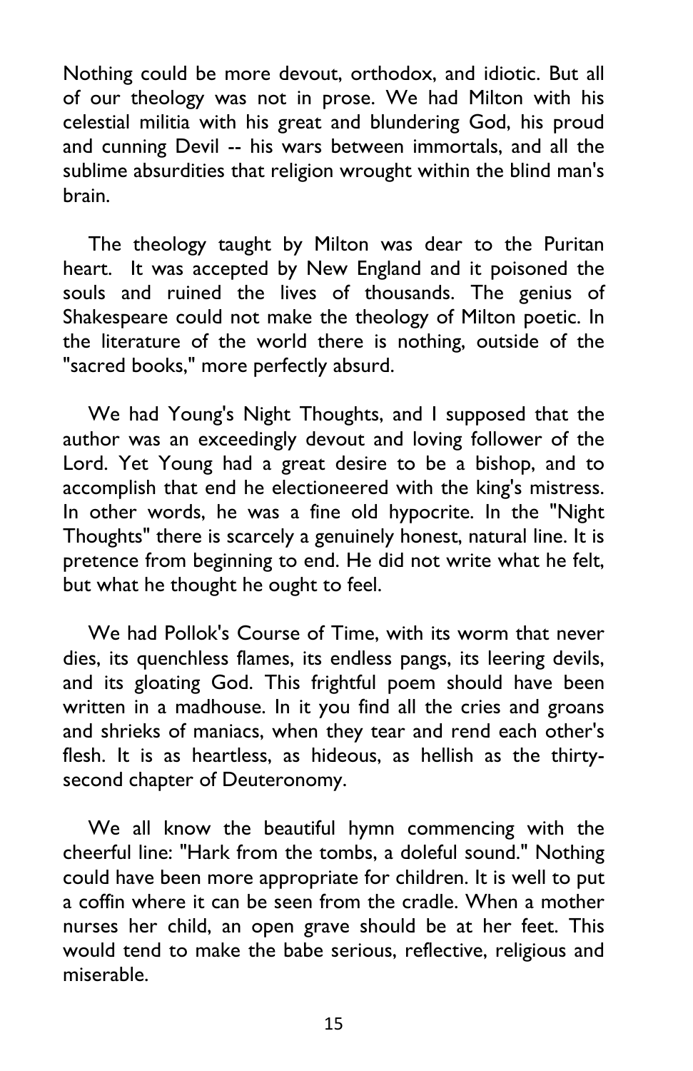Nothing could be more devout, orthodox, and idiotic. But all of our theology was not in prose. We had Milton with his celestial militia with his great and blundering God, his proud and cunning Devil -- his wars between immortals, and all the sublime absurdities that religion wrought within the blind man's brain.

The theology taught by Milton was dear to the Puritan heart. It was accepted by New England and it poisoned the souls and ruined the lives of thousands. The genius of Shakespeare could not make the theology of Milton poetic. In the literature of the world there is nothing, outside of the "sacred books," more perfectly absurd.

We had Young's Night Thoughts, and I supposed that the author was an exceedingly devout and loving follower of the Lord. Yet Young had a great desire to be a bishop, and to accomplish that end he electioneered with the king's mistress. In other words, he was a fine old hypocrite. In the "Night Thoughts" there is scarcely a genuinely honest, natural line. It is pretence from beginning to end. He did not write what he felt, but what he thought he ought to feel.

We had Pollok's Course of Time, with its worm that never dies, its quenchless flames, its endless pangs, its leering devils, and its gloating God. This frightful poem should have been written in a madhouse. In it you find all the cries and groans and shrieks of maniacs, when they tear and rend each other's flesh. It is as heartless, as hideous, as hellish as the thirty-second chapter of Deuteronomy.

We all know the beautiful hymn commencing with the cheerful line: "Hark from the tombs, a doleful sound." Nothing could have been more appropriate for children. It is well to put a coffin where it can be seen from the cradle. When a mother nurses her child, an open grave should be at her feet. This would tend to make the babe serious, reflective, religious and miserable.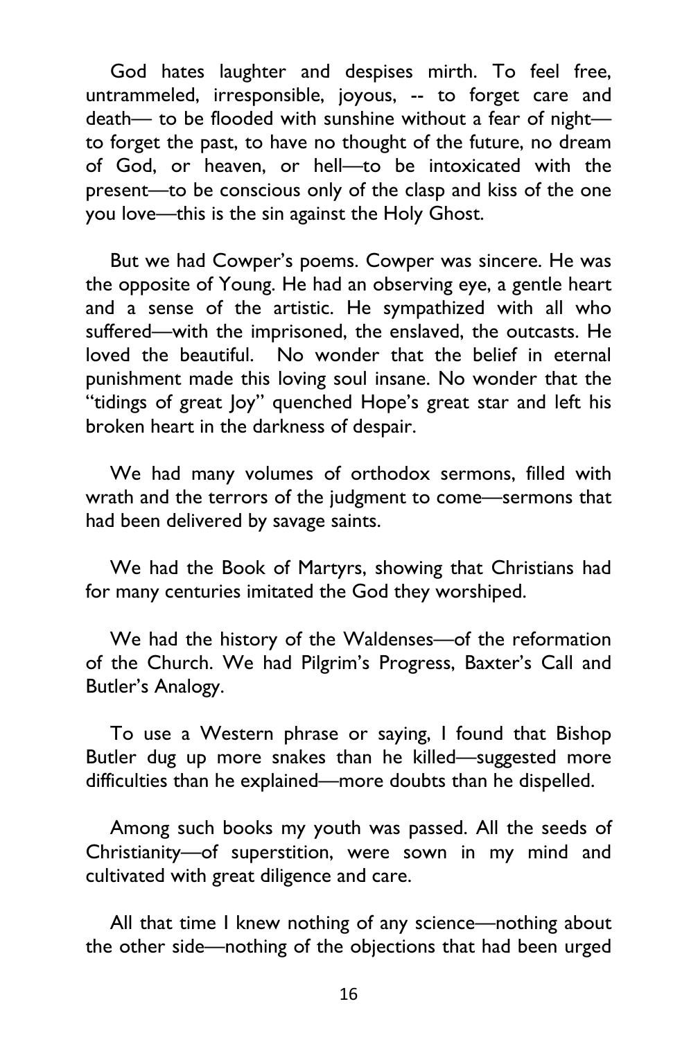God hates laughter and despises mirth. To feel free, untrammeled, irresponsible, joyous, -- to forget care and death— to be flooded with sunshine without a fear of night— to forget the past, to have no thought of the future, no dream of God, or heaven, or hell—to be intoxicated with the present—to be conscious only of the clasp and kiss of the one you love—this is the sin against the Holy Ghost.

But we had Cowper's poems. Cowper was sincere. He was the opposite of Young. He had an observing eye, a gentle heart and a sense of the artistic. He sympathized with all who suffered—with the imprisoned, the enslaved, the outcasts. He loved the beautiful. No wonder that the belief in eternal punishment made this loving soul insane. No wonder that the "tidings of great Joy" quenched Hope's great star and left his broken heart in the darkness of despair.

We had many volumes of orthodox sermons, filled with wrath and the terrors of the judgment to come—sermons that had been delivered by savage saints.

We had the Book of Martyrs, showing that Christians had for many centuries imitated the God they worshiped.

We had the history of the Waldenses—of the reformation of the Church. We had Pilgrim's Progress, Baxter's Call and Butler's Analogy.

To use a Western phrase or saying, I found that Bishop Butler dug up more snakes than he killed—suggested more difficulties than he explained—more doubts than he dispelled.

Among such books my youth was passed. All the seeds of Christianity—of superstition, were sown in my mind and cultivated with great diligence and care.

All that time I knew nothing of any science—nothing about the other side—nothing of the objections that had been urged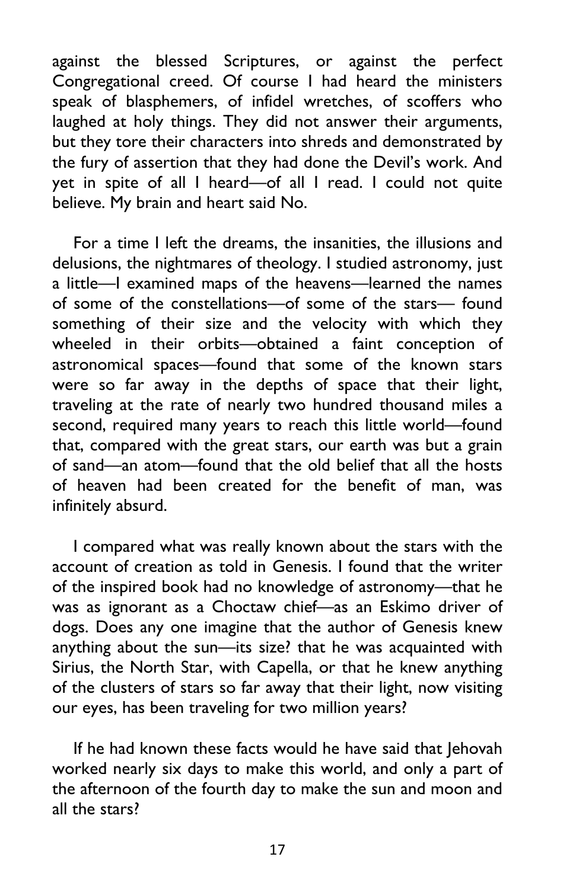against the blessed Scriptures, or against the perfect Congregational creed. Of course I had heard the ministers speak of blasphemers, of infidel wretches, of scoffers who laughed at holy things. They did not answer their arguments, but they tore their characters into shreds and demonstrated by the fury of assertion that they had done the Devil's work. And yet in spite of all I heard—of all I read. I could not quite believe. My brain and heart said No.

For a time I left the dreams, the insanities, the illusions and delusions, the nightmares of theology. I studied astronomy, just a little—I examined maps of the heavens—learned the names of some of the constellations—of some of the stars— found something of their size and the velocity with which they wheeled in their orbits—obtained a faint conception of astronomical spaces—found that some of the known stars were so far away in the depths of space that their light, traveling at the rate of nearly two hundred thousand miles a second, required many years to reach this little world—found that, compared with the great stars, our earth was but a grain of sand—an atom—found that the old belief that all the hosts of heaven had been created for the benefit of man, was infinitely absurd.

I compared what was really known about the stars with the account of creation as told in Genesis. I found that the writer of the inspired book had no knowledge of astronomy—that he was as ignorant as a Choctaw chief—as an Eskimo driver of dogs. Does any one imagine that the author of Genesis knew anything about the sun—its size? that he was acquainted with Sirius, the North Star, with Capella, or that he knew anything of the clusters of stars so far away that their light, now visiting our eyes, has been traveling for two million years?

If he had known these facts would he have said that Jehovah worked nearly six days to make this world, and only a part of the afternoon of the fourth day to make the sun and moon and all the stars?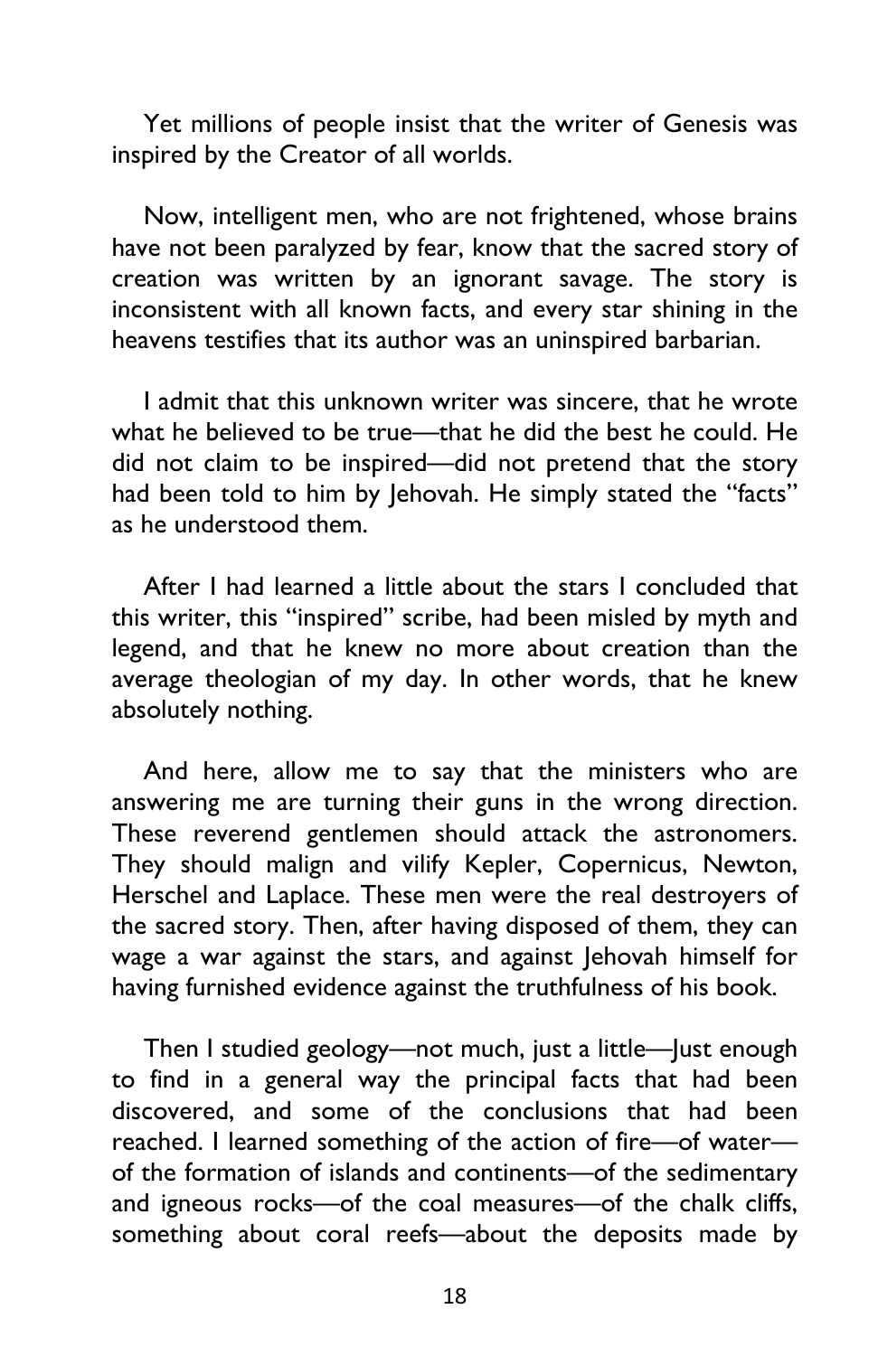Yet millions of people insist that the writer of Genesis was inspired by the Creator of all worlds.

Now, intelligent men, who are not frightened, whose brains have not been paralyzed by fear, know that the sacred story of creation was written by an ignorant savage. The story is inconsistent with all known facts, and every star shining in the heavens testifies that its author was an uninspired barbarian.

I admit that this unknown writer was sincere, that he wrote what he believed to be true—that he did the best he could. He did not claim to be inspired—did not pretend that the story had been told to him by Jehovah. He simply stated the "facts" as he understood them.

After I had learned a little about the stars I concluded that this writer, this "inspired" scribe, had been misled by myth and legend, and that he knew no more about creation than the average theologian of my day. In other words, that he knew absolutely nothing.

And here, allow me to say that the ministers who are answering me are turning their guns in the wrong direction. These reverend gentlemen should attack the astronomers. They should malign and vilify Kepler, Copernicus, Newton, Herschel and Laplace. These men were the real destroyers of the sacred story. Then, after having disposed of them, they can wage a war against the stars, and against Jehovah himself for having furnished evidence against the truthfulness of his book.

Then I studied geology—not much, just a little—Just enough to find in a general way the principal facts that had been discovered, and some of the conclusions that had been reached. I learned something of the action of fire—of water—of the formation of islands and continents—of the sedimentary and igneous rocks—of the coal measures—of the chalk cliffs, something about coral reefs—about the deposits made by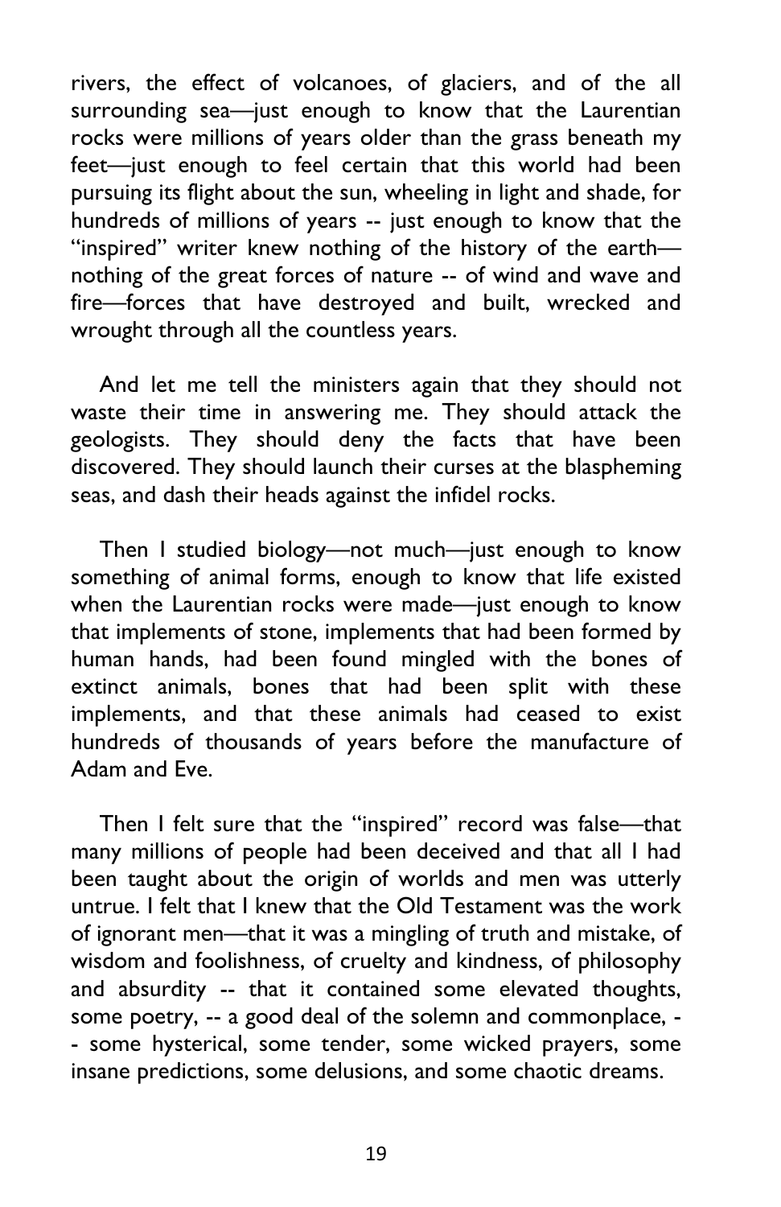rivers, the effect of volcanoes, of glaciers, and of the all surrounding sea—just enough to know that the Laurentian rocks were millions of years older than the grass beneath my feet—just enough to feel certain that this world had been pursuing its flight about the sun, wheeling in light and shade, for hundreds of millions of years -- just enough to know that the "inspired" writer knew nothing of the history of the earth—nothing of the great forces of nature -- of wind and wave and fire—forces that have destroyed and built, wrecked and wrought through all the countless years.

And let me tell the ministers again that they should not waste their time in answering me. They should attack the geologists. They should deny the facts that have been discovered. They should launch their curses at the blaspheming seas, and dash their heads against the infidel rocks.

Then I studied biology—not much—just enough to know something of animal forms, enough to know that life existed when the Laurentian rocks were made—just enough to know that implements of stone, implements that had been formed by human hands, had been found mingled with the bones of extinct animals, bones that had been split with these implements, and that these animals had ceased to exist hundreds of thousands of years before the manufacture of Adam and Eve.

Then I felt sure that the "inspired" record was false—that many millions of people had been deceived and that all I had been taught about the origin of worlds and men was utterly untrue. I felt that I knew that the Old Testament was the work of ignorant men—that it was a mingling of truth and mistake, of wisdom and foolishness, of cruelty and kindness, of philosophy and absurdity -- that it contained some elevated thoughts, some poetry, -- a good deal of the solemn and commonplace, -- some hysterical, some tender, some wicked prayers, some insane predictions, some delusions, and some chaotic dreams.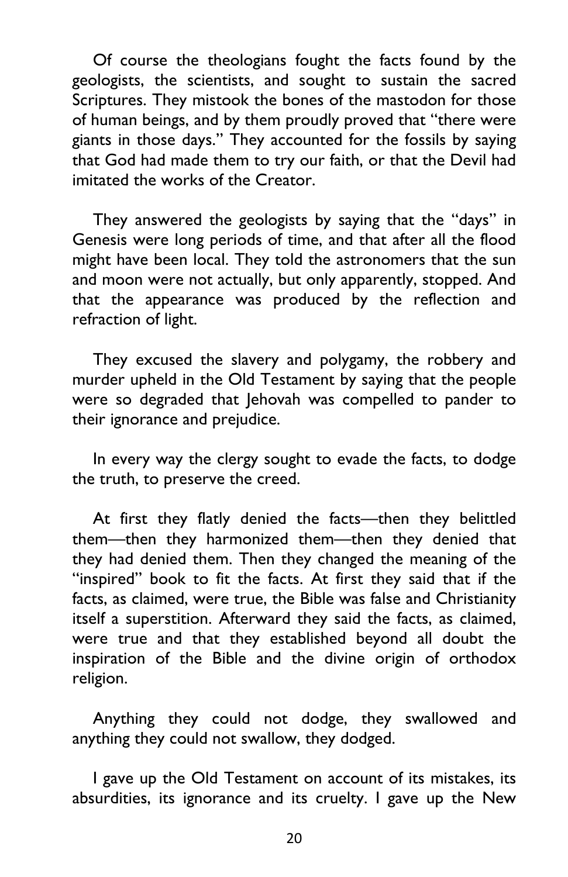Of course the theologians fought the facts found by the geologists, the scientists, and sought to sustain the sacred Scriptures. They mistook the bones of the mastodon for those of human beings, and by them proudly proved that "there were giants in those days." They accounted for the fossils by saying that God had made them to try our faith, or that the Devil had imitated the works of the Creator.

They answered the geologists by saying that the "days" in Genesis were long periods of time, and that after all the flood might have been local. They told the astronomers that the sun and moon were not actually, but only apparently, stopped. And that the appearance was produced by the reflection and refraction of light.

They excused the slavery and polygamy, the robbery and murder upheld in the Old Testament by saying that the people were so degraded that Jehovah was compelled to pander to their ignorance and prejudice.

In every way the clergy sought to evade the facts, to dodge the truth, to preserve the creed.

At first they flatly denied the facts—then they belittled them—then they harmonized them—then they denied that they had denied them. Then they changed the meaning of the "inspired" book to fit the facts. At first they said that if the facts, as claimed, were true, the Bible was false and Christianity itself a superstition. Afterward they said the facts, as claimed, were true and that they established beyond all doubt the inspiration of the Bible and the divine origin of orthodox religion.

Anything they could not dodge, they swallowed and anything they could not swallow, they dodged.

I gave up the Old Testament on account of its mistakes, its absurdities, its ignorance and its cruelty. I gave up the New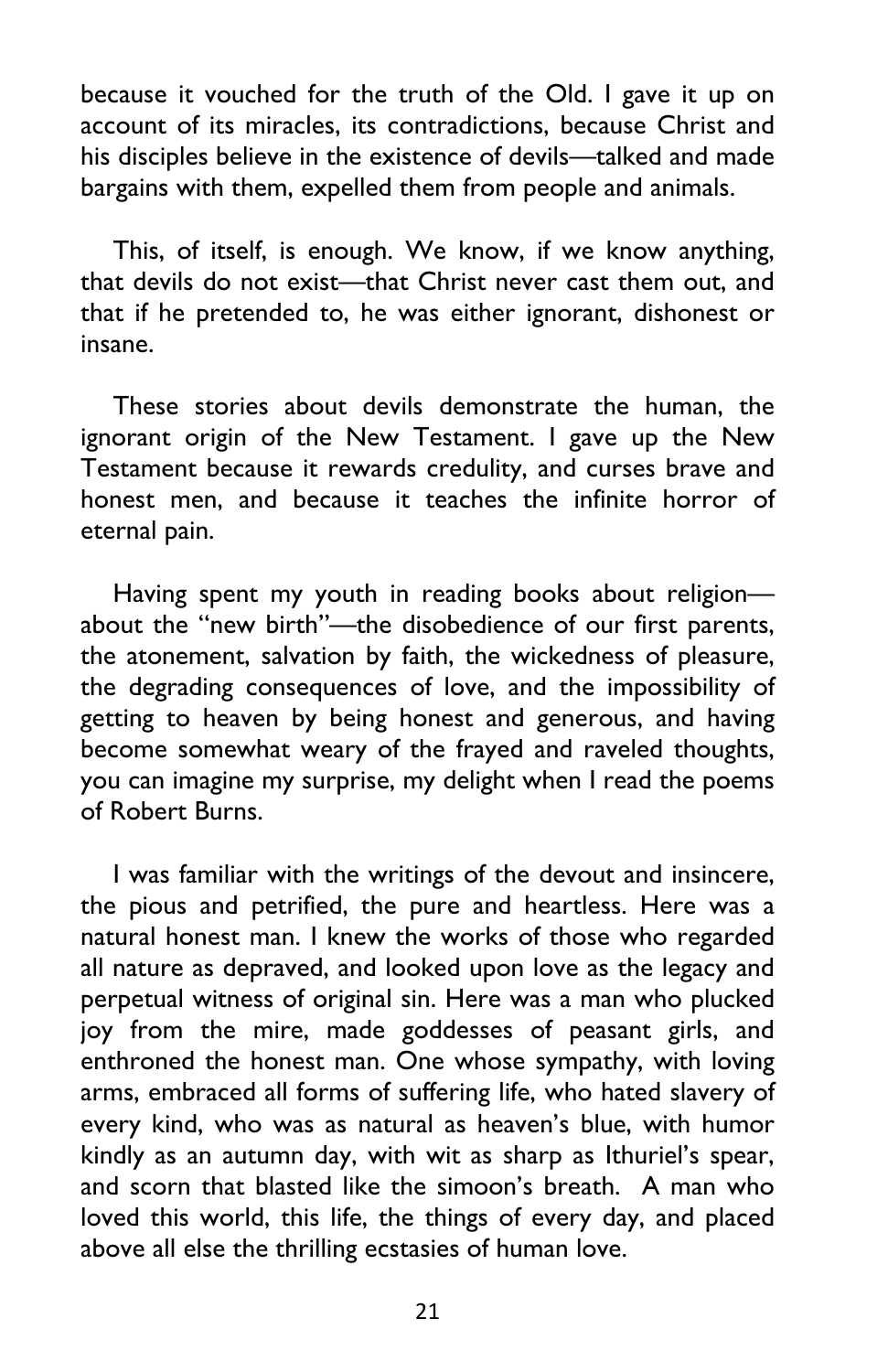because it vouched for the truth of the Old. I gave it up on account of its miracles, its contradictions, because Christ and his disciples believe in the existence of devils—talked and made bargains with them, expelled them from people and animals.

This, of itself, is enough. We know, if we know anything, that devils do not exist—that Christ never cast them out, and that if he pretended to, he was either ignorant, dishonest or insane.

These stories about devils demonstrate the human, the ignorant origin of the New Testament. I gave up the New Testament because it rewards credulity, and curses brave and honest men, and because it teaches the infinite horror of eternal pain.

Having spent my youth in reading books about religion—about the "new birth"—the disobedience of our first parents, the atonement, salvation by faith, the wickedness of pleasure, the degrading consequences of love, and the impossibility of getting to heaven by being honest and generous, and having become somewhat weary of the frayed and raveled thoughts, you can imagine my surprise, my delight when I read the poems of Robert Burns.

I was familiar with the writings of the devout and insincere, the pious and petrified, the pure and heartless. Here was a natural honest man. I knew the works of those who regarded all nature as depraved, and looked upon love as the legacy and perpetual witness of original sin. Here was a man who plucked joy from the mire, made goddesses of peasant girls, and enthroned the honest man. One whose sympathy, with loving arms, embraced all forms of suffering life, who hated slavery of every kind, who was as natural as heaven's blue, with humor kindly as an autumn day, with wit as sharp as Ithuriel's spear, and scorn that blasted like the simoon's breath. A man who loved this world, this life, the things of every day, and placed above all else the thrilling ecstasies of human love.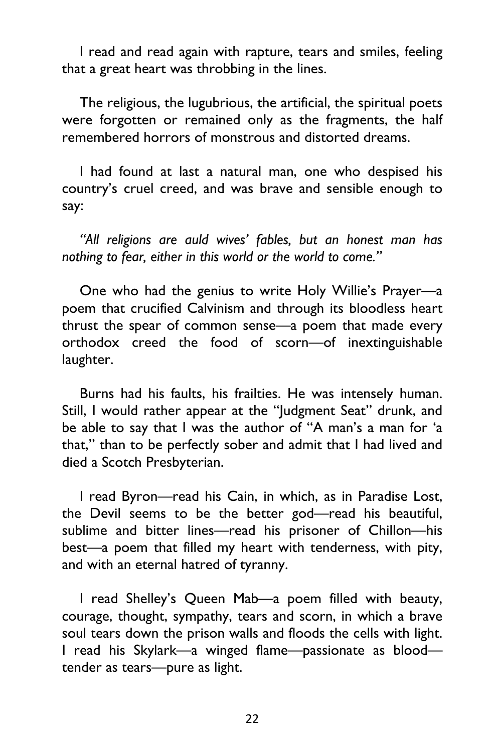I read and read again with rapture, tears and smiles, feeling that a great heart was throbbing in the lines.

The religious, the lugubrious, the artificial, the spiritual poets were forgotten or remained only as the fragments, the half remembered horrors of monstrous and distorted dreams.

I had found at last a natural man, one who despised his country's cruel creed, and was brave and sensible enough to say:

*"All religions are auld wives' fables, but an honest man has nothing to fear, either in this world or the world to come."*

One who had the genius to write Holy Willie's Prayer—a poem that crucified Calvinism and through its bloodless heart thrust the spear of common sense—a poem that made every orthodox creed the food of scorn—of inextinguishable laughter.

Burns had his faults, his frailties. He was intensely human. Still, I would rather appear at the "Judgment Seat" drunk, and be able to say that I was the author of "A man's a man for 'a that," than to be perfectly sober and admit that I had lived and died a Scotch Presbyterian.

I read Byron—read his Cain, in which, as in Paradise Lost, the Devil seems to be the better god—read his beautiful, sublime and bitter lines—read his prisoner of Chillon—his best—a poem that filled my heart with tenderness, with pity, and with an eternal hatred of tyranny.

I read Shelley's Queen Mab—a poem filled with beauty, courage, thought, sympathy, tears and scorn, in which a brave soul tears down the prison walls and floods the cells with light. I read his Skylark—a winged flame—passionate as blood—tender as tears—pure as light.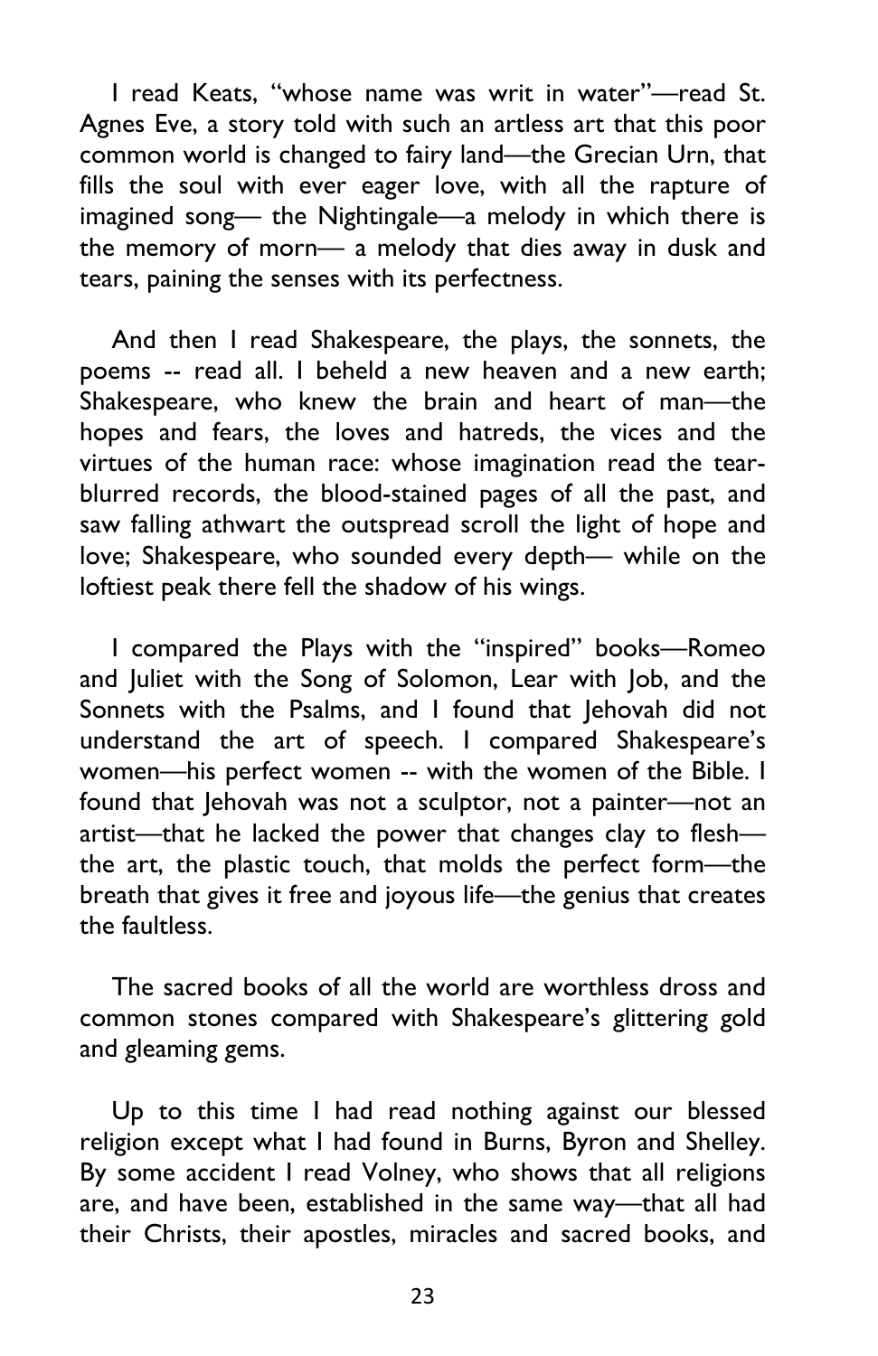I read Keats, "whose name was writ in water"—read St. Agnes Eve, a story told with such an artless art that this poor common world is changed to fairy land—the Grecian Urn, that fills the soul with ever eager love, with all the rapture of imagined song— the Nightingale—a melody in which there is the memory of morn— a melody that dies away in dusk and tears, paining the senses with its perfectness.

And then I read Shakespeare, the plays, the sonnets, the poems -- read all. I beheld a new heaven and a new earth; Shakespeare, who knew the brain and heart of man—the hopes and fears, the loves and hatreds, the vices and the virtues of the human race: whose imagination read the tear-blurred records, the blood-stained pages of all the past, and saw falling athwart the outspread scroll the light of hope and love; Shakespeare, who sounded every depth— while on the loftiest peak there fell the shadow of his wings.

I compared the Plays with the "inspired" books—Romeo and Juliet with the Song of Solomon, Lear with Job, and the Sonnets with the Psalms, and I found that Jehovah did not understand the art of speech. I compared Shakespeare's women—his perfect women -- with the women of the Bible. I found that Jehovah was not a sculptor, not a painter—not an artist—that he lacked the power that changes clay to flesh—the art, the plastic touch, that molds the perfect form—the breath that gives it free and joyous life—the genius that creates the faultless.

The sacred books of all the world are worthless dross and common stones compared with Shakespeare's glittering gold and gleaming gems.

Up to this time I had read nothing against our blessed religion except what I had found in Burns, Byron and Shelley. By some accident I read Volney, who shows that all religions are, and have been, established in the same way—that all had their Christs, their apostles, miracles and sacred books, and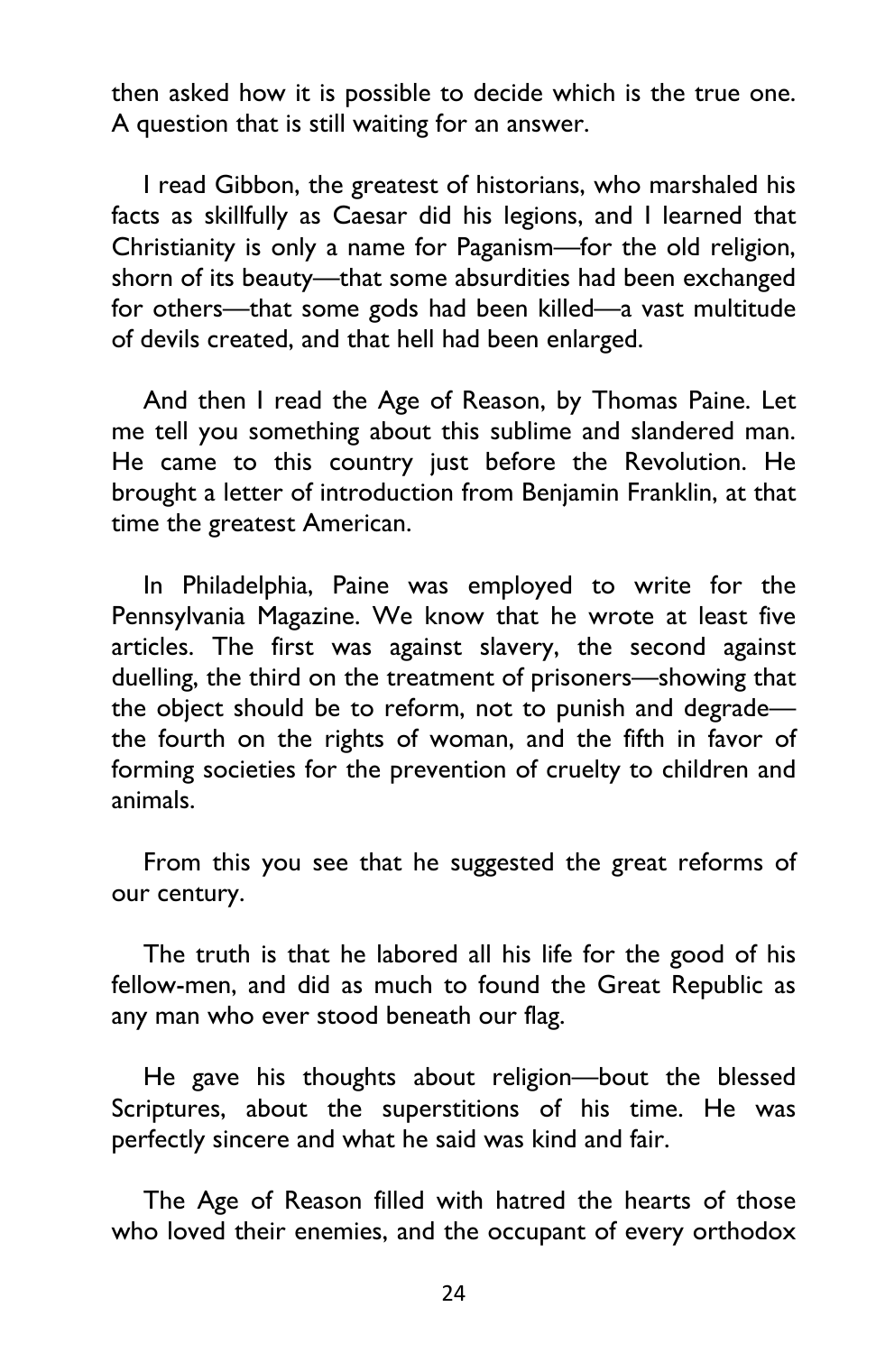then asked how it is possible to decide which is the true one. A question that is still waiting for an answer.

I read Gibbon, the greatest of historians, who marshaled his facts as skillfully as Caesar did his legions, and I learned that Christianity is only a name for Paganism—for the old religion, shorn of its beauty—that some absurdities had been exchanged for others—that some gods had been killed—a vast multitude of devils created, and that hell had been enlarged.

And then I read the Age of Reason, by Thomas Paine. Let me tell you something about this sublime and slandered man. He came to this country just before the Revolution. He brought a letter of introduction from Benjamin Franklin, at that time the greatest American.

In Philadelphia, Paine was employed to write for the Pennsylvania Magazine. We know that he wrote at least five articles. The first was against slavery, the second against duelling, the third on the treatment of prisoners—showing that the object should be to reform, not to punish and degrade—the fourth on the rights of woman, and the fifth in favor of forming societies for the prevention of cruelty to children and animals.

From this you see that he suggested the great reforms of our century.

The truth is that he labored all his life for the good of his fellow-men, and did as much to found the Great Republic as any man who ever stood beneath our flag.

He gave his thoughts about religion—bout the blessed Scriptures, about the superstitions of his time. He was perfectly sincere and what he said was kind and fair.

The Age of Reason filled with hatred the hearts of those who loved their enemies, and the occupant of every orthodox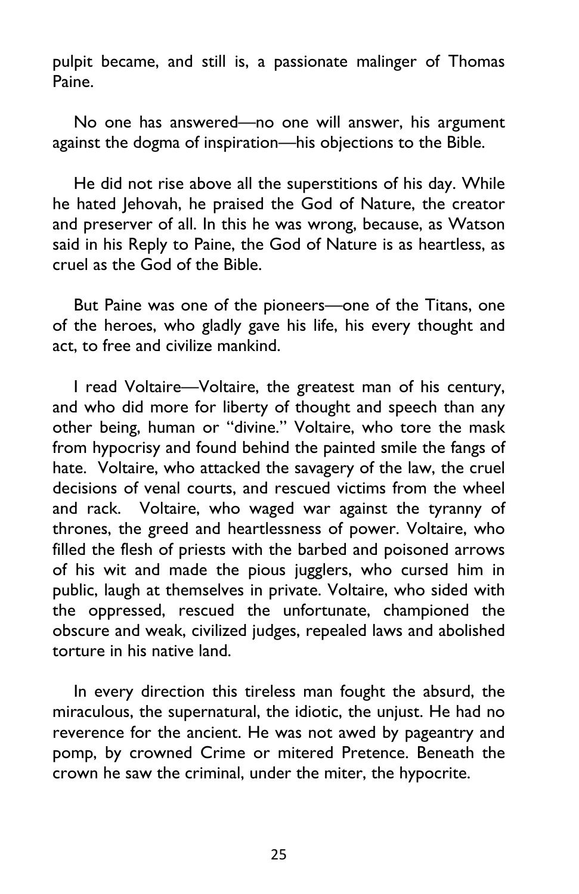pulpit became, and still is, a passionate malinger of Thomas Paine.

No one has answered—no one will answer, his argument against the dogma of inspiration—his objections to the Bible.

He did not rise above all the superstitions of his day. While he hated Jehovah, he praised the God of Nature, the creator and preserver of all. In this he was wrong, because, as Watson said in his Reply to Paine, the God of Nature is as heartless, as cruel as the God of the Bible.

But Paine was one of the pioneers—one of the Titans, one of the heroes, who gladly gave his life, his every thought and act, to free and civilize mankind.

I read Voltaire—Voltaire, the greatest man of his century, and who did more for liberty of thought and speech than any other being, human or "divine." Voltaire, who tore the mask from hypocrisy and found behind the painted smile the fangs of hate. Voltaire, who attacked the savagery of the law, the cruel decisions of venal courts, and rescued victims from the wheel and rack. Voltaire, who waged war against the tyranny of thrones, the greed and heartlessness of power. Voltaire, who filled the flesh of priests with the barbed and poisoned arrows of his wit and made the pious jugglers, who cursed him in public, laugh at themselves in private. Voltaire, who sided with the oppressed, rescued the unfortunate, championed the obscure and weak, civilized judges, repealed laws and abolished torture in his native land.

In every direction this tireless man fought the absurd, the miraculous, the supernatural, the idiotic, the unjust. He had no reverence for the ancient. He was not awed by pageantry and pomp, by crowned Crime or mitered Pretence. Beneath the crown he saw the criminal, under the miter, the hypocrite.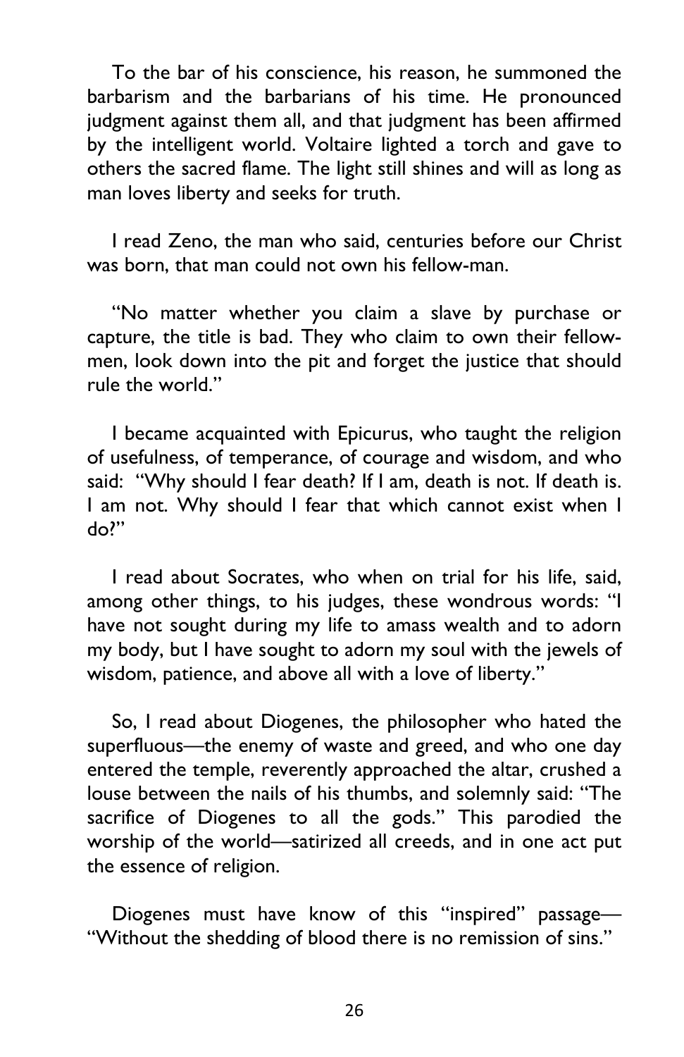To the bar of his conscience, his reason, he summoned the barbarism and the barbarians of his time. He pronounced judgment against them all, and that judgment has been affirmed by the intelligent world. Voltaire lighted a torch and gave to others the sacred flame. The light still shines and will as long as man loves liberty and seeks for truth.

I read Zeno, the man who said, centuries before our Christ was born, that man could not own his fellow-man.

"No matter whether you claim a slave by purchase or capture, the title is bad. They who claim to own their fellow-men, look down into the pit and forget the justice that should rule the world."

I became acquainted with Epicurus, who taught the religion of usefulness, of temperance, of courage and wisdom, and who said: "Why should I fear death? If I am, death is not. If death is. I am not. Why should I fear that which cannot exist when I do?"

I read about Socrates, who when on trial for his life, said, among other things, to his judges, these wondrous words: "I have not sought during my life to amass wealth and to adorn my body, but I have sought to adorn my soul with the jewels of wisdom, patience, and above all with a love of liberty."

So, I read about Diogenes, the philosopher who hated the superfluous—the enemy of waste and greed, and who one day entered the temple, reverently approached the altar, crushed a louse between the nails of his thumbs, and solemnly said: "The sacrifice of Diogenes to all the gods." This parodied the worship of the world—satirized all creeds, and in one act put the essence of religion.

Diogenes must have know of this "inspired" passage—"Without the shedding of blood there is no remission of sins."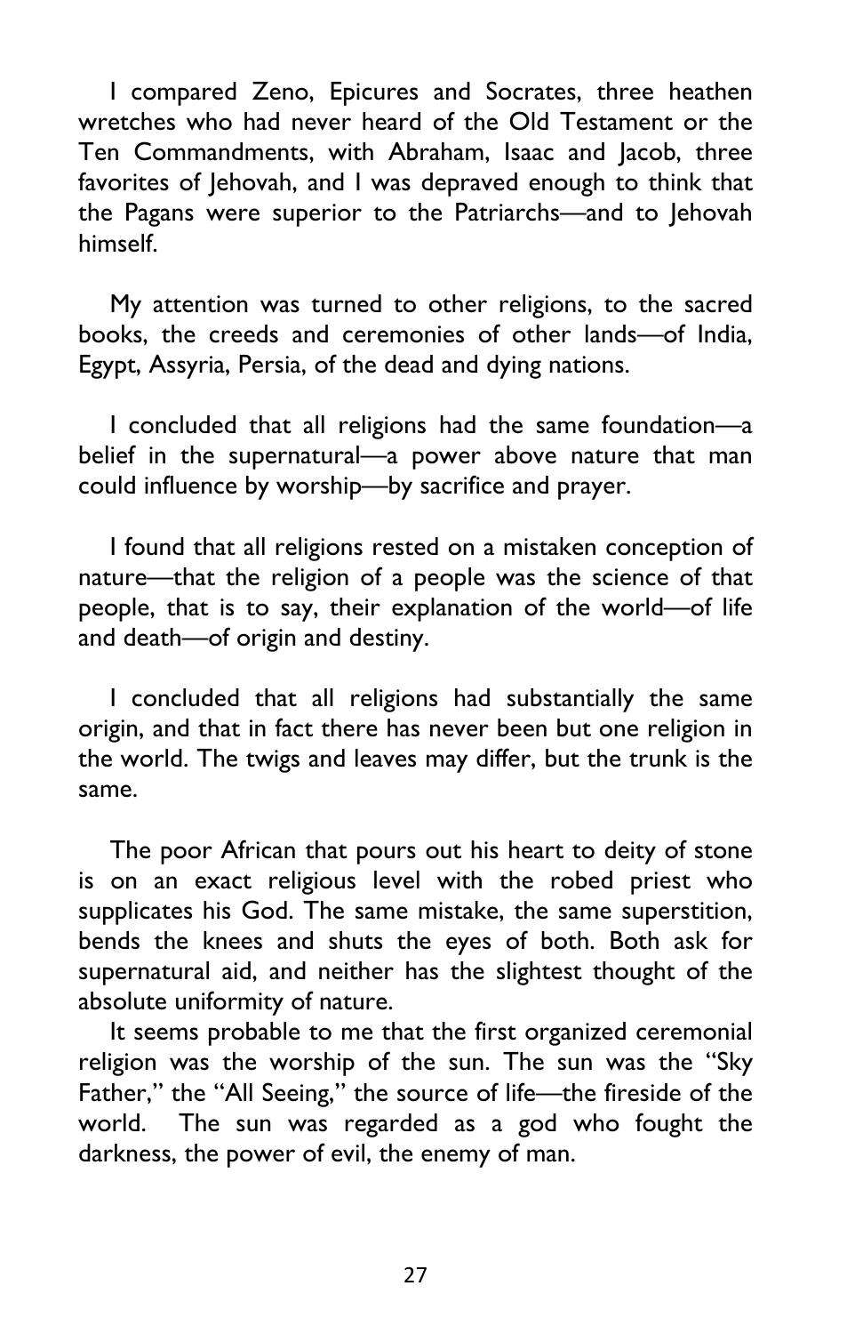I compared Zeno, Epicures and Socrates, three heathen wretches who had never heard of the Old Testament or the Ten Commandments, with Abraham, Isaac and Jacob, three favorites of Jehovah, and I was depraved enough to think that the Pagans were superior to the Patriarchs—and to Jehovah himself.

My attention was turned to other religions, to the sacred books, the creeds and ceremonies of other lands—of India, Egypt, Assyria, Persia, of the dead and dying nations.

I concluded that all religions had the same foundation—a belief in the supernatural—a power above nature that man could influence by worship—by sacrifice and prayer.

I found that all religions rested on a mistaken conception of nature—that the religion of a people was the science of that people, that is to say, their explanation of the world—of life and death—of origin and destiny.

I concluded that all religions had substantially the same origin, and that in fact there has never been but one religion in the world. The twigs and leaves may differ, but the trunk is the same.

The poor African that pours out his heart to deity of stone is on an exact religious level with the robed priest who supplicates his God. The same mistake, the same superstition, bends the knees and shuts the eyes of both. Both ask for supernatural aid, and neither has the slightest thought of the absolute uniformity of nature.

It seems probable to me that the first organized ceremonial religion was the worship of the sun. The sun was the "Sky Father," the "All Seeing," the source of life—the fireside of the world. The sun was regarded as a god who fought the darkness, the power of evil, the enemy of man.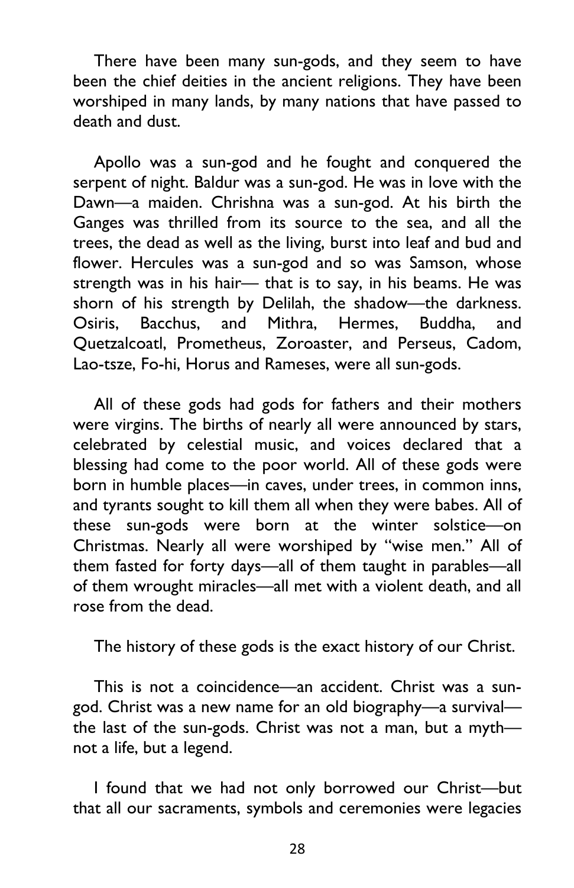There have been many sun-gods, and they seem to have been the chief deities in the ancient religions. They have been worshiped in many lands, by many nations that have passed to death and dust.

Apollo was a sun-god and he fought and conquered the serpent of night. Baldur was a sun-god. He was in love with the Dawn—a maiden. Chrishna was a sun-god. At his birth the Ganges was thrilled from its source to the sea, and all the trees, the dead as well as the living, burst into leaf and bud and flower. Hercules was a sun-god and so was Samson, whose strength was in his hair— that is to say, in his beams. He was shorn of his strength by Delilah, the shadow—the darkness. Osiris, Bacchus, and Mithra, Hermes, Buddha, and Quetzalcoatl, Prometheus, Zoroaster, and Perseus, Cadom, Lao-tsze, Fo-hi, Horus and Rameses, were all sun-gods.

All of these gods had gods for fathers and their mothers were virgins. The births of nearly all were announced by stars, celebrated by celestial music, and voices declared that a blessing had come to the poor world. All of these gods were born in humble places—in caves, under trees, in common inns, and tyrants sought to kill them all when they were babes. All of these sun-gods were born at the winter solstice—on Christmas. Nearly all were worshiped by "wise men." All of them fasted for forty days—all of them taught in parables—all of them wrought miracles—all met with a violent death, and all rose from the dead.

The history of these gods is the exact history of our Christ.

This is not a coincidence—an accident. Christ was a sun-god. Christ was a new name for an old biography—a survival—the last of the sun-gods. Christ was not a man, but a myth—not a life, but a legend.

I found that we had not only borrowed our Christ—but that all our sacraments, symbols and ceremonies were legacies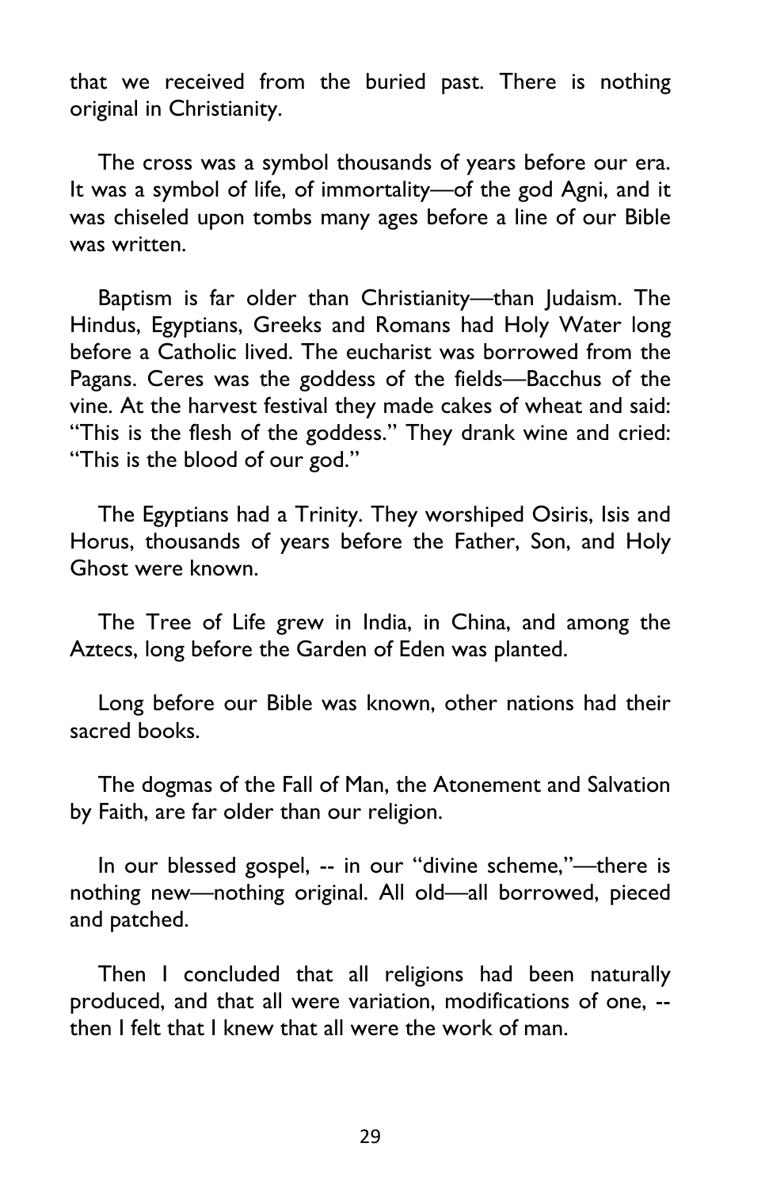that we received from the buried past. There is nothing original in Christianity.

The cross was a symbol thousands of years before our era. It was a symbol of life, of immortality—of the god Agni, and it was chiseled upon tombs many ages before a line of our Bible was written.

Baptism is far older than Christianity—than Judaism. The Hindus, Egyptians, Greeks and Romans had Holy Water long before a Catholic lived. The eucharist was borrowed from the Pagans. Ceres was the goddess of the fields—Bacchus of the vine. At the harvest festival they made cakes of wheat and said: "This is the flesh of the goddess." They drank wine and cried: "This is the blood of our god."

The Egyptians had a Trinity. They worshiped Osiris, Isis and Horus, thousands of years before the Father, Son, and Holy Ghost were known.

The Tree of Life grew in India, in China, and among the Aztecs, long before the Garden of Eden was planted.

Long before our Bible was known, other nations had their sacred books.

The dogmas of the Fall of Man, the Atonement and Salvation by Faith, are far older than our religion.

In our blessed gospel, -- in our "divine scheme,"—there is nothing new—nothing original. All old—all borrowed, pieced and patched.

Then I concluded that all religions had been naturally produced, and that all were variation, modifications of one, -- then I felt that I knew that all were the work of man.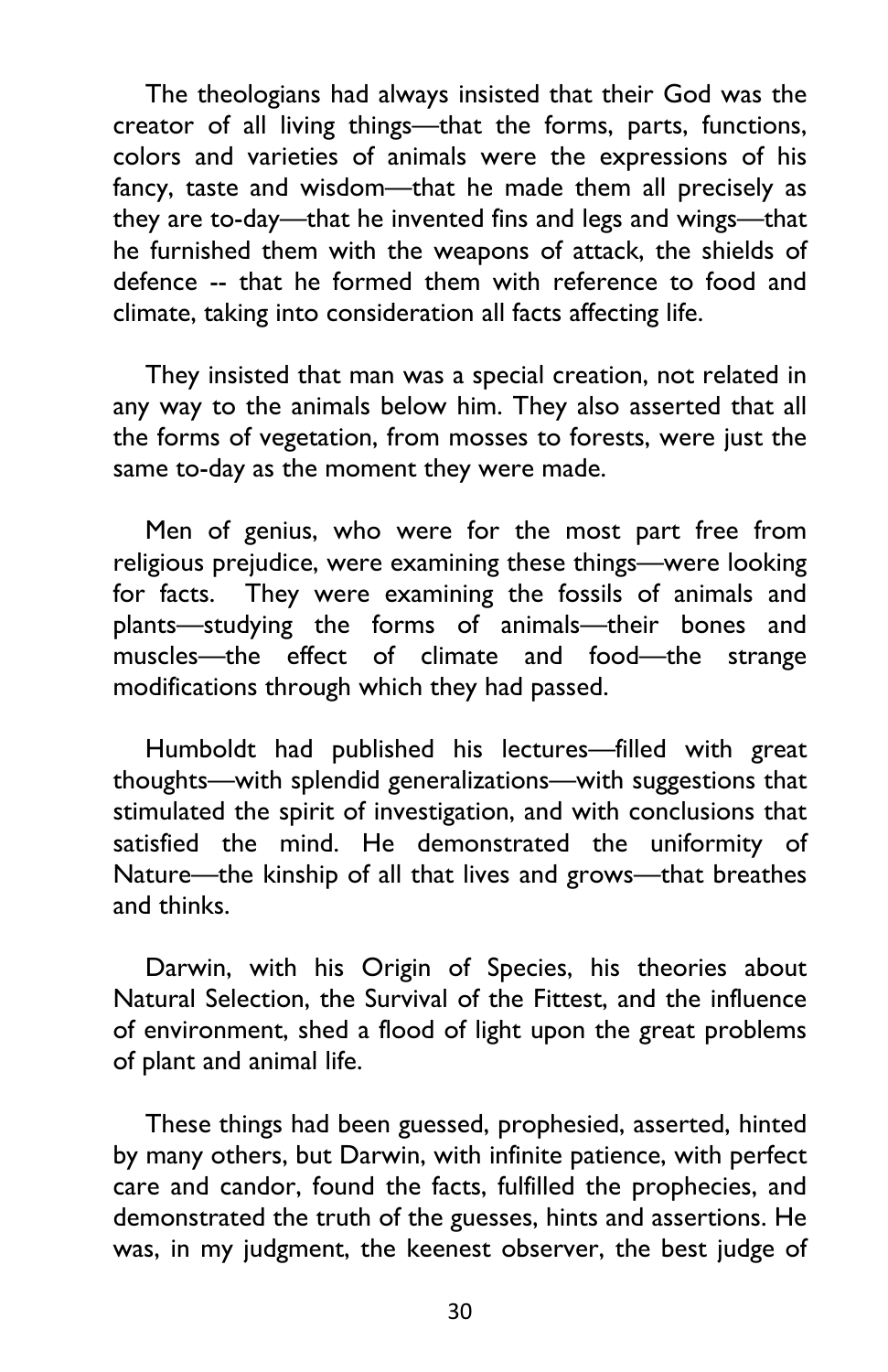The theologians had always insisted that their God was the creator of all living things—that the forms, parts, functions, colors and varieties of animals were the expressions of his fancy, taste and wisdom—that he made them all precisely as they are to-day—that he invented fins and legs and wings—that he furnished them with the weapons of attack, the shields of defence -- that he formed them with reference to food and climate, taking into consideration all facts affecting life.

They insisted that man was a special creation, not related in any way to the animals below him. They also asserted that all the forms of vegetation, from mosses to forests, were just the same to-day as the moment they were made.

Men of genius, who were for the most part free from religious prejudice, were examining these things—were looking for facts. They were examining the fossils of animals and plants—studying the forms of animals—their bones and muscles—the effect of climate and food—the strange modifications through which they had passed.

Humboldt had published his lectures—filled with great thoughts—with splendid generalizations—with suggestions that stimulated the spirit of investigation, and with conclusions that satisfied the mind. He demonstrated the uniformity of Nature—the kinship of all that lives and grows—that breathes and thinks.

Darwin, with his Origin of Species, his theories about Natural Selection, the Survival of the Fittest, and the influence of environment, shed a flood of light upon the great problems of plant and animal life.

These things had been guessed, prophesied, asserted, hinted by many others, but Darwin, with infinite patience, with perfect care and candor, found the facts, fulfilled the prophecies, and demonstrated the truth of the guesses, hints and assertions. He was, in my judgment, the keenest observer, the best judge of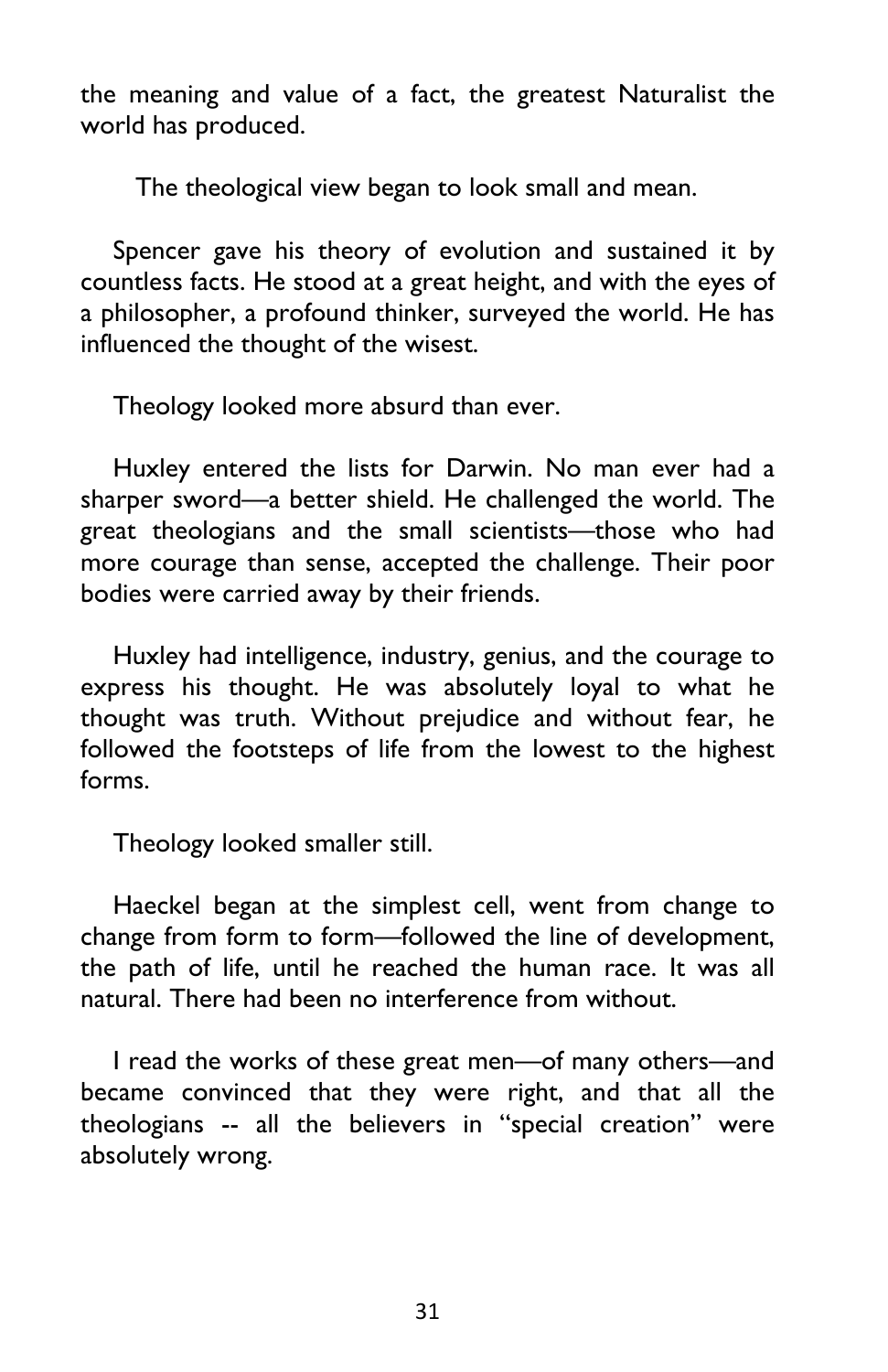the meaning and value of a fact, the greatest Naturalist the world has produced.

The theological view began to look small and mean.

Spencer gave his theory of evolution and sustained it by countless facts. He stood at a great height, and with the eyes of a philosopher, a profound thinker, surveyed the world. He has influenced the thought of the wisest.

Theology looked more absurd than ever.

Huxley entered the lists for Darwin. No man ever had a sharper sword—a better shield. He challenged the world. The great theologians and the small scientists—those who had more courage than sense, accepted the challenge. Their poor bodies were carried away by their friends.

Huxley had intelligence, industry, genius, and the courage to express his thought. He was absolutely loyal to what he thought was truth. Without prejudice and without fear, he followed the footsteps of life from the lowest to the highest forms.

Theology looked smaller still.

Haeckel began at the simplest cell, went from change to change from form to form—followed the line of development, the path of life, until he reached the human race. It was all natural. There had been no interference from without.

I read the works of these great men—of many others—and became convinced that they were right, and that all the theologians -- all the believers in "special creation" were absolutely wrong.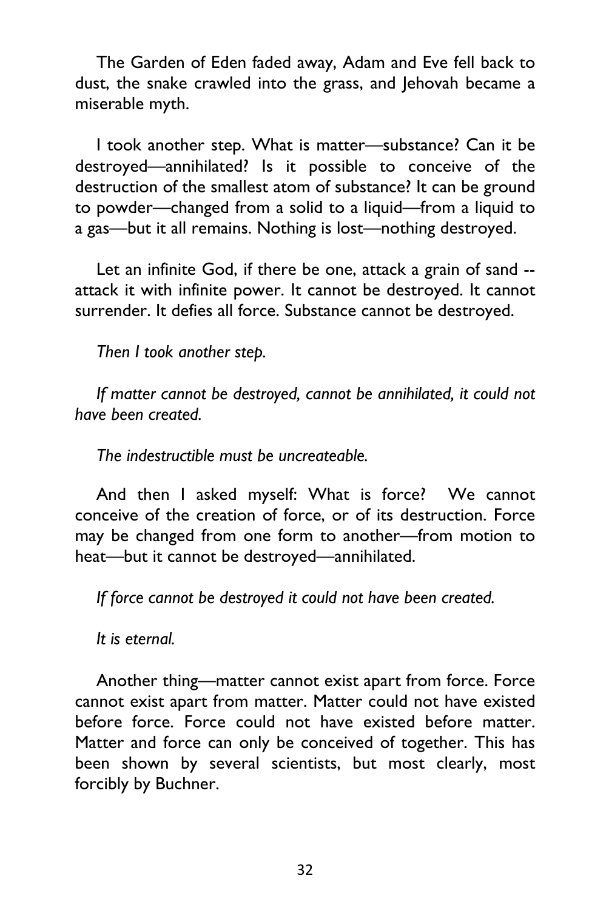The Garden of Eden faded away, Adam and Eve fell back to dust, the snake crawled into the grass, and Jehovah became a miserable myth.

I took another step. What is matter—substance? Can it be destroyed—annihilated? Is it possible to conceive of the destruction of the smallest atom of substance? It can be ground to powder—changed from a solid to a liquid—from a liquid to a gas—but it all remains. Nothing is lost—nothing destroyed.

Let an infinite God, if there be one, attack a grain of sand -- attack it with infinite power. It cannot be destroyed. It cannot surrender. It defies all force. Substance cannot be destroyed.

*Then I took another step.*

*If matter cannot be destroyed, cannot be annihilated, it could not have been created.*

*The indestructible must be uncreateable.*

And then I asked myself: What is force? We cannot conceive of the creation of force, or of its destruction. Force may be changed from one form to another—from motion to heat—but it cannot be destroyed—annihilated.

*If force cannot be destroyed it could not have been created.*

*It is eternal.*

Another thing—matter cannot exist apart from force. Force cannot exist apart from matter. Matter could not have existed before force. Force could not have existed before matter. Matter and force can only be conceived of together. This has been shown by several scientists, but most clearly, most forcibly by Buchner.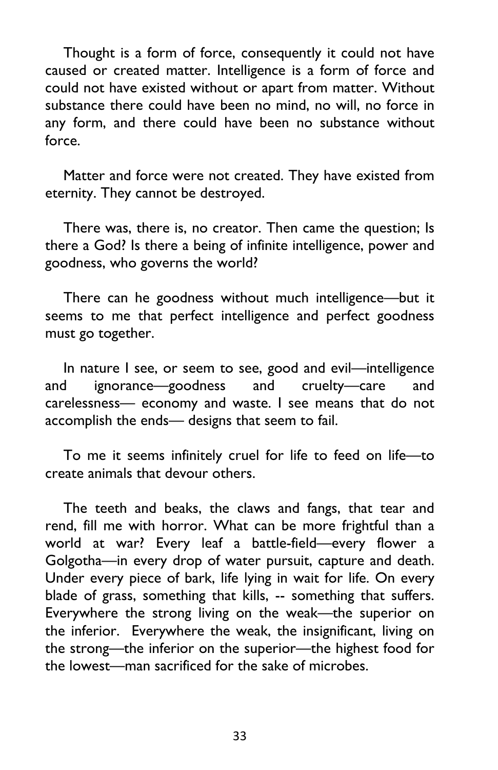Thought is a form of force, consequently it could not have caused or created matter. Intelligence is a form of force and could not have existed without or apart from matter. Without substance there could have been no mind, no will, no force in any form, and there could have been no substance without force.

Matter and force were not created. They have existed from eternity. They cannot be destroyed.

There was, there is, no creator. Then came the question; Is there a God? Is there a being of infinite intelligence, power and goodness, who governs the world?

There can he goodness without much intelligence—but it seems to me that perfect intelligence and perfect goodness must go together.

In nature I see, or seem to see, good and evil—intelligence and ignorance—goodness and cruelty—care and carelessness— economy and waste. I see means that do not accomplish the ends— designs that seem to fail.

To me it seems infinitely cruel for life to feed on life—to create animals that devour others.

The teeth and beaks, the claws and fangs, that tear and rend, fill me with horror. What can be more frightful than a world at war? Every leaf a battle-field—every flower a Golgotha—in every drop of water pursuit, capture and death. Under every piece of bark, life lying in wait for life. On every blade of grass, something that kills, -- something that suffers. Everywhere the strong living on the weak—the superior on the inferior. Everywhere the weak, the insignificant, living on the strong—the inferior on the superior—the highest food for the lowest—man sacrificed for the sake of microbes.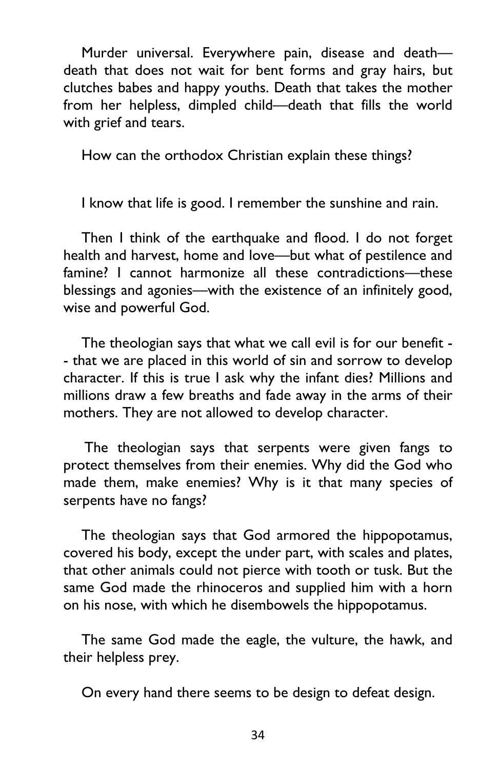Murder universal. Everywhere pain, disease and death—death that does not wait for bent forms and gray hairs, but clutches babes and happy youths. Death that takes the mother from her helpless, dimpled child—death that fills the world with grief and tears.

How can the orthodox Christian explain these things?

I know that life is good. I remember the sunshine and rain.

Then I think of the earthquake and flood. I do not forget health and harvest, home and love—but what of pestilence and famine? I cannot harmonize all these contradictions—these blessings and agonies—with the existence of an infinitely good, wise and powerful God.

The theologian says that what we call evil is for our benefit -- that we are placed in this world of sin and sorrow to develop character. If this is true I ask why the infant dies? Millions and millions draw a few breaths and fade away in the arms of their mothers. They are not allowed to develop character.

The theologian says that serpents were given fangs to protect themselves from their enemies. Why did the God who made them, make enemies? Why is it that many species of serpents have no fangs?

The theologian says that God armored the hippopotamus, covered his body, except the under part, with scales and plates, that other animals could not pierce with tooth or tusk. But the same God made the rhinoceros and supplied him with a horn on his nose, with which he disembowels the hippopotamus.

The same God made the eagle, the vulture, the hawk, and their helpless prey.

On every hand there seems to be design to defeat design.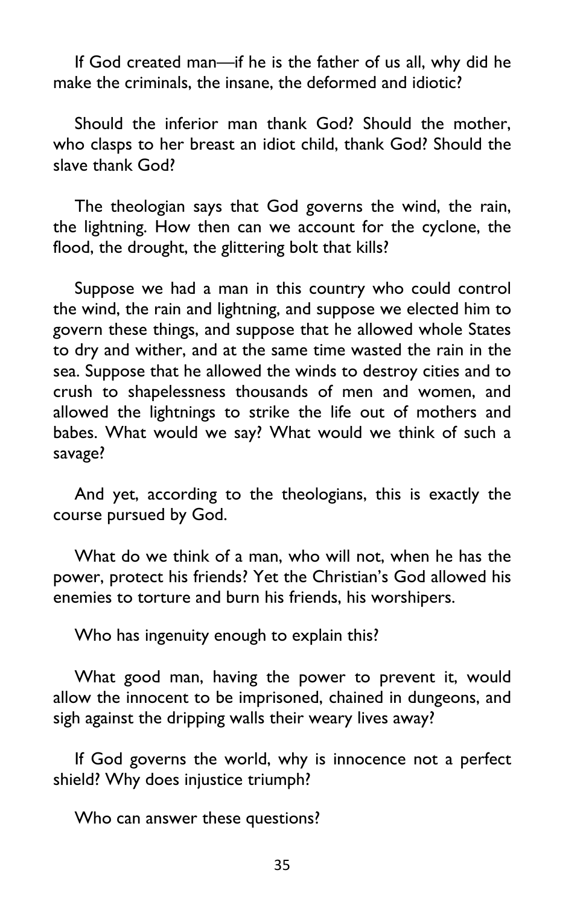If God created man—if he is the father of us all, why did he make the criminals, the insane, the deformed and idiotic?

Should the inferior man thank God? Should the mother, who clasps to her breast an idiot child, thank God? Should the slave thank God?

The theologian says that God governs the wind, the rain, the lightning. How then can we account for the cyclone, the flood, the drought, the glittering bolt that kills?

Suppose we had a man in this country who could control the wind, the rain and lightning, and suppose we elected him to govern these things, and suppose that he allowed whole States to dry and wither, and at the same time wasted the rain in the sea. Suppose that he allowed the winds to destroy cities and to crush to shapelessness thousands of men and women, and allowed the lightnings to strike the life out of mothers and babes. What would we say? What would we think of such a savage?

And yet, according to the theologians, this is exactly the course pursued by God.

What do we think of a man, who will not, when he has the power, protect his friends? Yet the Christian's God allowed his enemies to torture and burn his friends, his worshipers.

Who has ingenuity enough to explain this?

What good man, having the power to prevent it, would allow the innocent to be imprisoned, chained in dungeons, and sigh against the dripping walls their weary lives away?

If God governs the world, why is innocence not a perfect shield? Why does injustice triumph?

Who can answer these questions?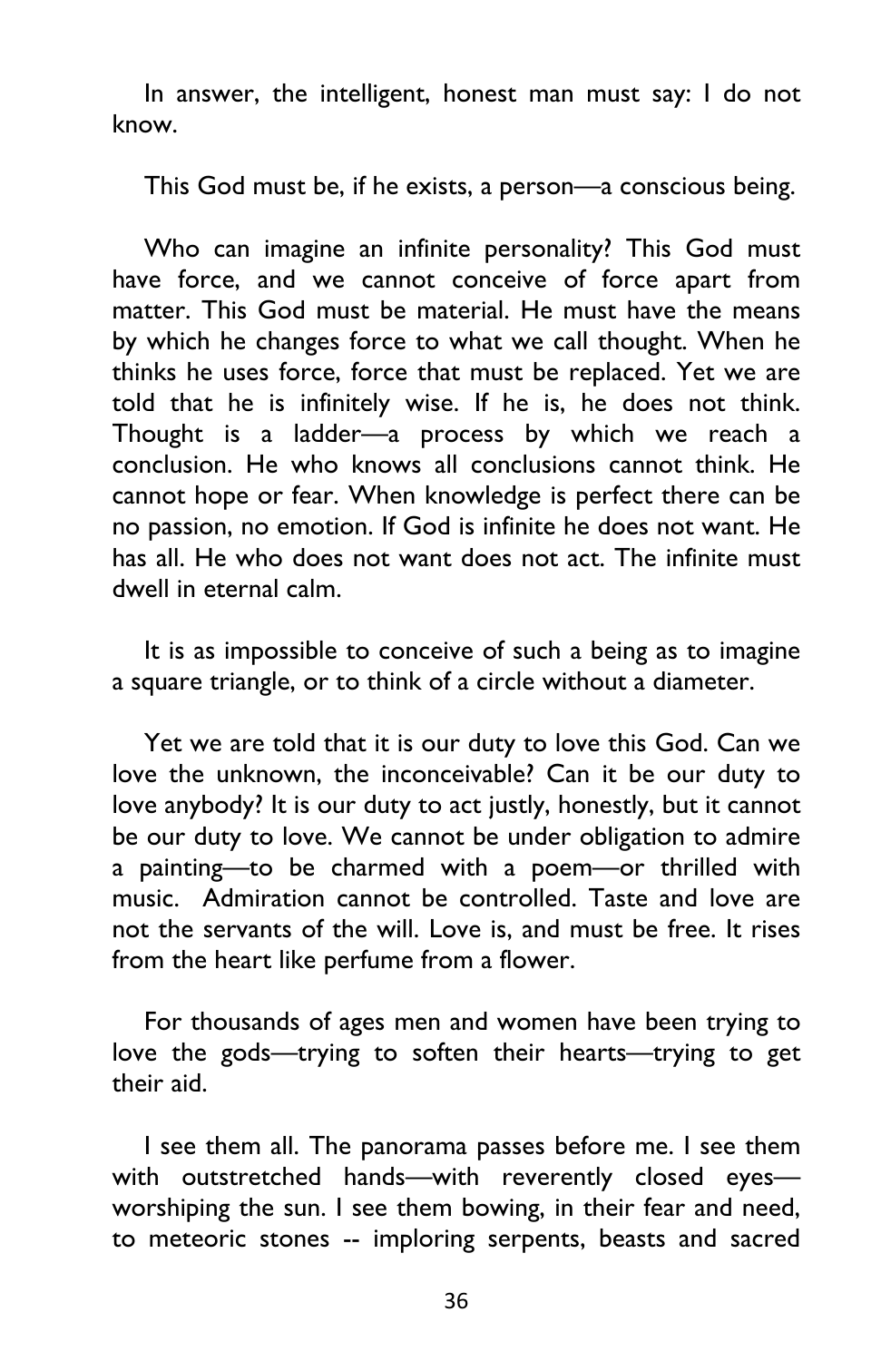In answer, the intelligent, honest man must say: I do not know.

This God must be, if he exists, a person—a conscious being.

Who can imagine an infinite personality? This God must have force, and we cannot conceive of force apart from matter. This God must be material. He must have the means by which he changes force to what we call thought. When he thinks he uses force, force that must be replaced. Yet we are told that he is infinitely wise. If he is, he does not think. Thought is a ladder—a process by which we reach a conclusion. He who knows all conclusions cannot think. He cannot hope or fear. When knowledge is perfect there can be no passion, no emotion. If God is infinite he does not want. He has all. He who does not want does not act. The infinite must dwell in eternal calm.

It is as impossible to conceive of such a being as to imagine a square triangle, or to think of a circle without a diameter.

Yet we are told that it is our duty to love this God. Can we love the unknown, the inconceivable? Can it be our duty to love anybody? It is our duty to act justly, honestly, but it cannot be our duty to love. We cannot be under obligation to admire a painting—to be charmed with a poem—or thrilled with music. Admiration cannot be controlled. Taste and love are not the servants of the will. Love is, and must be free. It rises from the heart like perfume from a flower.

For thousands of ages men and women have been trying to love the gods—trying to soften their hearts—trying to get their aid.

I see them all. The panorama passes before me. I see them with outstretched hands—with reverently closed eyes—worshiping the sun. I see them bowing, in their fear and need, to meteoric stones -- imploring serpents, beasts and sacred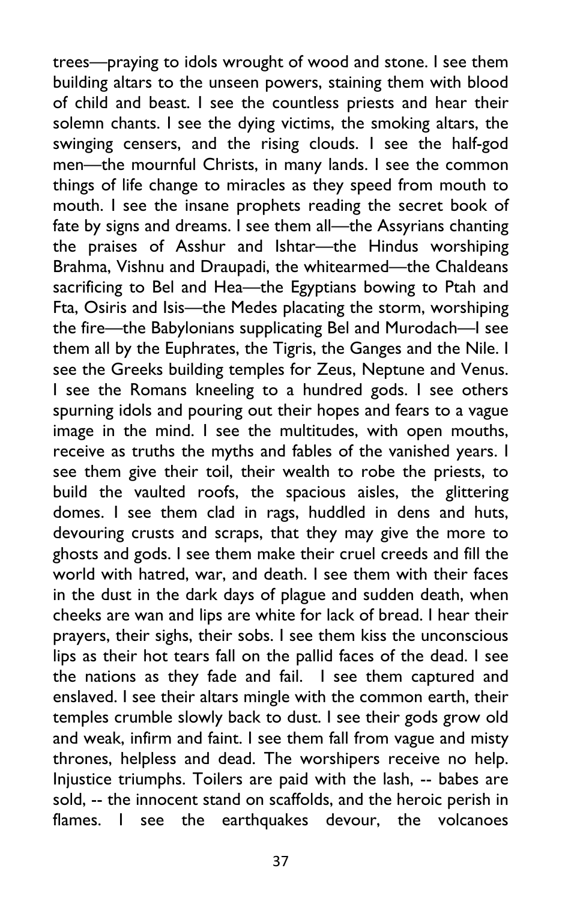trees—praying to idols wrought of wood and stone. I see them building altars to the unseen powers, staining them with blood of child and beast. I see the countless priests and hear their solemn chants. I see the dying victims, the smoking altars, the swinging censers, and the rising clouds. I see the half-god men—the mournful Christs, in many lands. I see the common things of life change to miracles as they speed from mouth to mouth. I see the insane prophets reading the secret book of fate by signs and dreams. I see them all—the Assyrians chanting the praises of Asshur and Ishtar—the Hindus worshiping Brahma, Vishnu and Draupadi, the whitearmed—the Chaldeans sacrificing to Bel and Hea—the Egyptians bowing to Ptah and Fta, Osiris and Isis—the Medes placating the storm, worshiping the fire—the Babylonians supplicating Bel and Murodach—I see them all by the Euphrates, the Tigris, the Ganges and the Nile. I see the Greeks building temples for Zeus, Neptune and Venus. I see the Romans kneeling to a hundred gods. I see others spurning idols and pouring out their hopes and fears to a vague image in the mind. I see the multitudes, with open mouths, receive as truths the myths and fables of the vanished years. I see them give their toil, their wealth to robe the priests, to build the vaulted roofs, the spacious aisles, the glittering domes. I see them clad in rags, huddled in dens and huts, devouring crusts and scraps, that they may give the more to ghosts and gods. I see them make their cruel creeds and fill the world with hatred, war, and death. I see them with their faces in the dust in the dark days of plague and sudden death, when cheeks are wan and lips are white for lack of bread. I hear their prayers, their sighs, their sobs. I see them kiss the unconscious lips as their hot tears fall on the pallid faces of the dead. I see the nations as they fade and fail. I see them captured and enslaved. I see their altars mingle with the common earth, their temples crumble slowly back to dust. I see their gods grow old and weak, infirm and faint. I see them fall from vague and misty thrones, helpless and dead. The worshipers receive no help. Injustice triumphs. Toilers are paid with the lash, -- babes are sold, -- the innocent stand on scaffolds, and the heroic perish in flames. I see the earthquakes devour, the volcanoes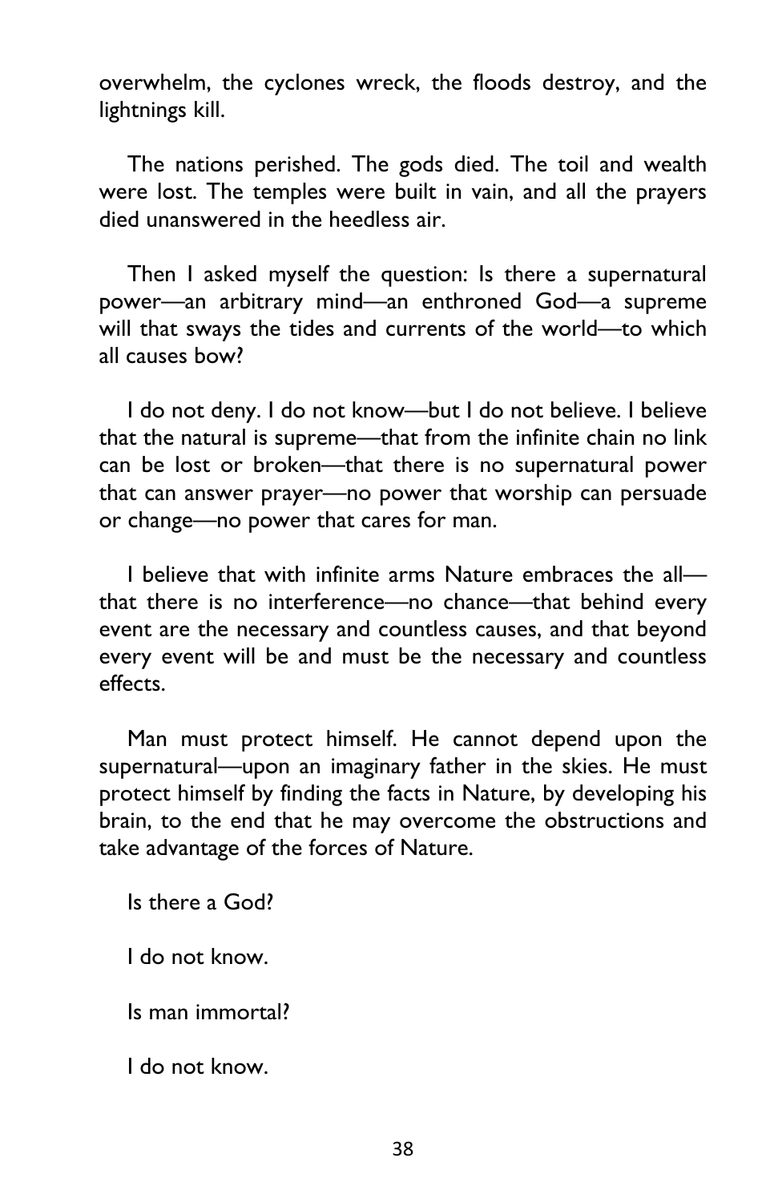overwhelm, the cyclones wreck, the floods destroy, and the lightnings kill.

The nations perished. The gods died. The toil and wealth were lost. The temples were built in vain, and all the prayers died unanswered in the heedless air.

Then I asked myself the question: Is there a supernatural power—an arbitrary mind—an enthroned God—a supreme will that sways the tides and currents of the world—to which all causes bow?

I do not deny. I do not know—but I do not believe. I believe that the natural is supreme—that from the infinite chain no link can be lost or broken—that there is no supernatural power that can answer prayer—no power that worship can persuade or change—no power that cares for man.

I believe that with infinite arms Nature embraces the all—that there is no interference—no chance—that behind every event are the necessary and countless causes, and that beyond every event will be and must be the necessary and countless effects.

Man must protect himself. He cannot depend upon the supernatural—upon an imaginary father in the skies. He must protect himself by finding the facts in Nature, by developing his brain, to the end that he may overcome the obstructions and take advantage of the forces of Nature.

Is there a God?

I do not know.

Is man immortal?

I do not know.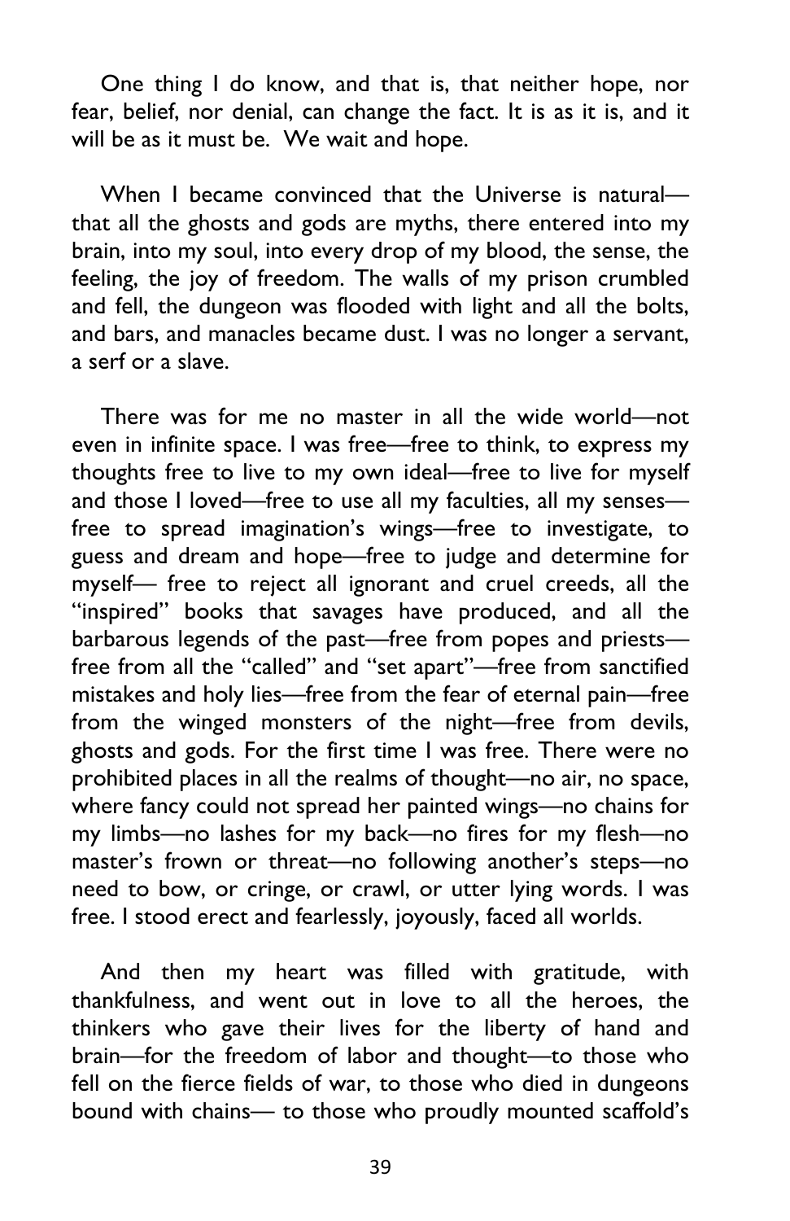One thing I do know, and that is, that neither hope, nor fear, belief, nor denial, can change the fact. It is as it is, and it will be as it must be. We wait and hope.

When I became convinced that the Universe is natural—that all the ghosts and gods are myths, there entered into my brain, into my soul, into every drop of my blood, the sense, the feeling, the joy of freedom. The walls of my prison crumbled and fell, the dungeon was flooded with light and all the bolts, and bars, and manacles became dust. I was no longer a servant, a serf or a slave.

There was for me no master in all the wide world—not even in infinite space. I was free—free to think, to express my thoughts free to live to my own ideal—free to live for myself and those I loved—free to use all my faculties, all my senses—free to spread imagination's wings—free to investigate, to guess and dream and hope—free to judge and determine for myself— free to reject all ignorant and cruel creeds, all the "inspired" books that savages have produced, and all the barbarous legends of the past—free from popes and priests—free from all the "called" and "set apart"—free from sanctified mistakes and holy lies—free from the fear of eternal pain—free from the winged monsters of the night—free from devils, ghosts and gods. For the first time I was free. There were no prohibited places in all the realms of thought—no air, no space, where fancy could not spread her painted wings—no chains for my limbs—no lashes for my back—no fires for my flesh—no master's frown or threat—no following another's steps—no need to bow, or cringe, or crawl, or utter lying words. I was free. I stood erect and fearlessly, joyously, faced all worlds.

And then my heart was filled with gratitude, with thankfulness, and went out in love to all the heroes, the thinkers who gave their lives for the liberty of hand and brain—for the freedom of labor and thought—to those who fell on the fierce fields of war, to those who died in dungeons bound with chains— to those who proudly mounted scaffold's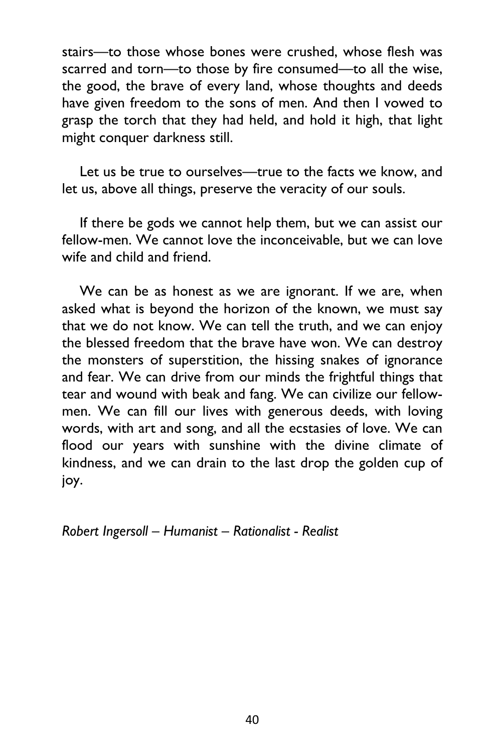stairs—to those whose bones were crushed, whose flesh was scarred and torn—to those by fire consumed—to all the wise, the good, the brave of every land, whose thoughts and deeds have given freedom to the sons of men. And then I vowed to grasp the torch that they had held, and hold it high, that light might conquer darkness still.

Let us be true to ourselves—true to the facts we know, and let us, above all things, preserve the veracity of our souls.

If there be gods we cannot help them, but we can assist our fellow-men. We cannot love the inconceivable, but we can love wife and child and friend.

We can be as honest as we are ignorant. If we are, when asked what is beyond the horizon of the known, we must say that we do not know. We can tell the truth, and we can enjoy the blessed freedom that the brave have won. We can destroy the monsters of superstition, the hissing snakes of ignorance and fear. We can drive from our minds the frightful things that tear and wound with beak and fang. We can civilize our fellow-men. We can fill our lives with generous deeds, with loving words, with art and song, and all the ecstasies of love. We can flood our years with sunshine with the divine climate of kindness, and we can drain to the last drop the golden cup of joy.

*Robert Ingersoll – Humanist – Rationalist - Realist*